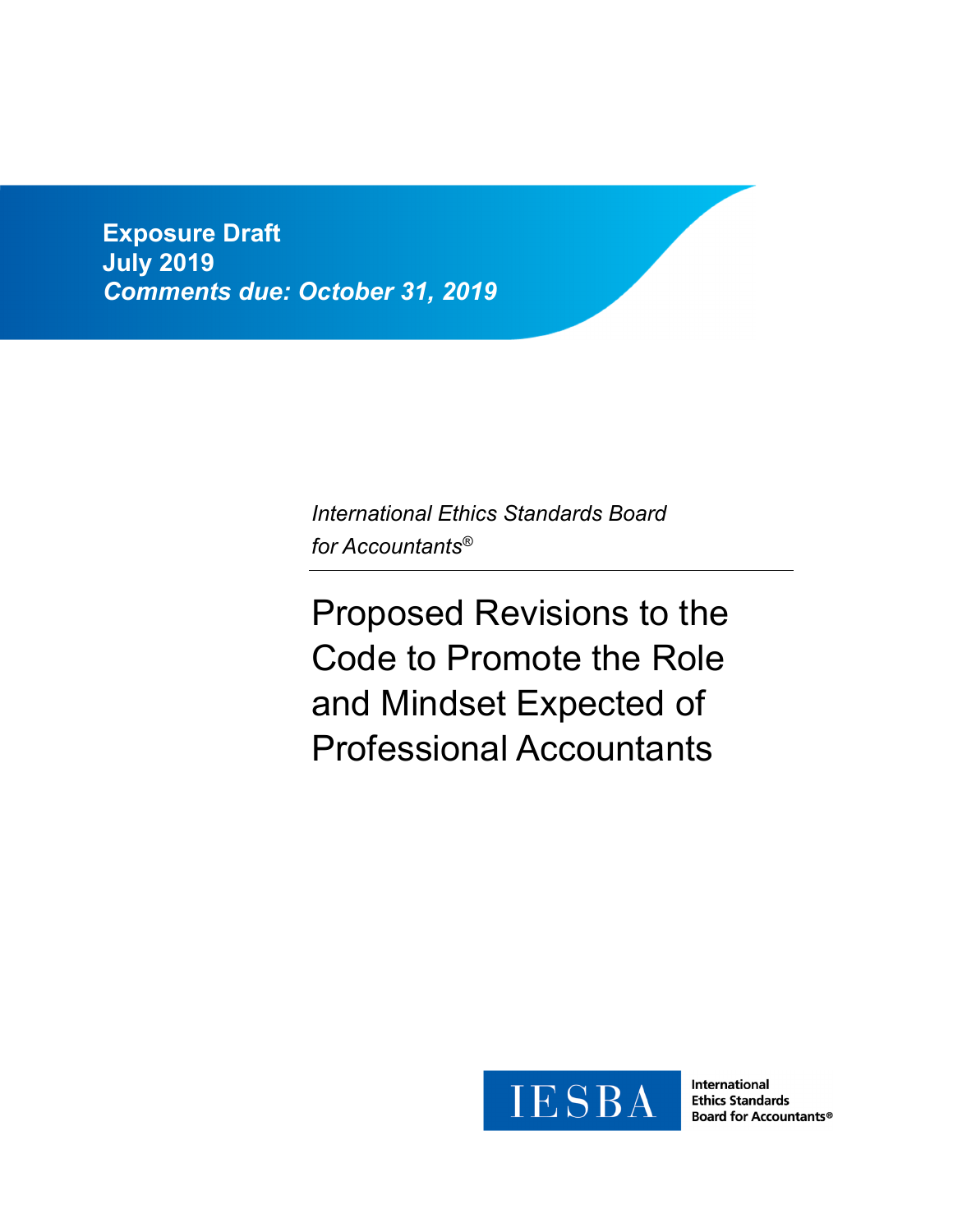**Exposure Draft**
**July 2019**
***Comments due: October 31, 2019***

*International Ethics Standards Board for Accountants®*

# Proposed Revisions to the Code to Promote the Role and Mindset Expected of Professional Accountants

IESBA

International Ethics Standards Board for Accountants®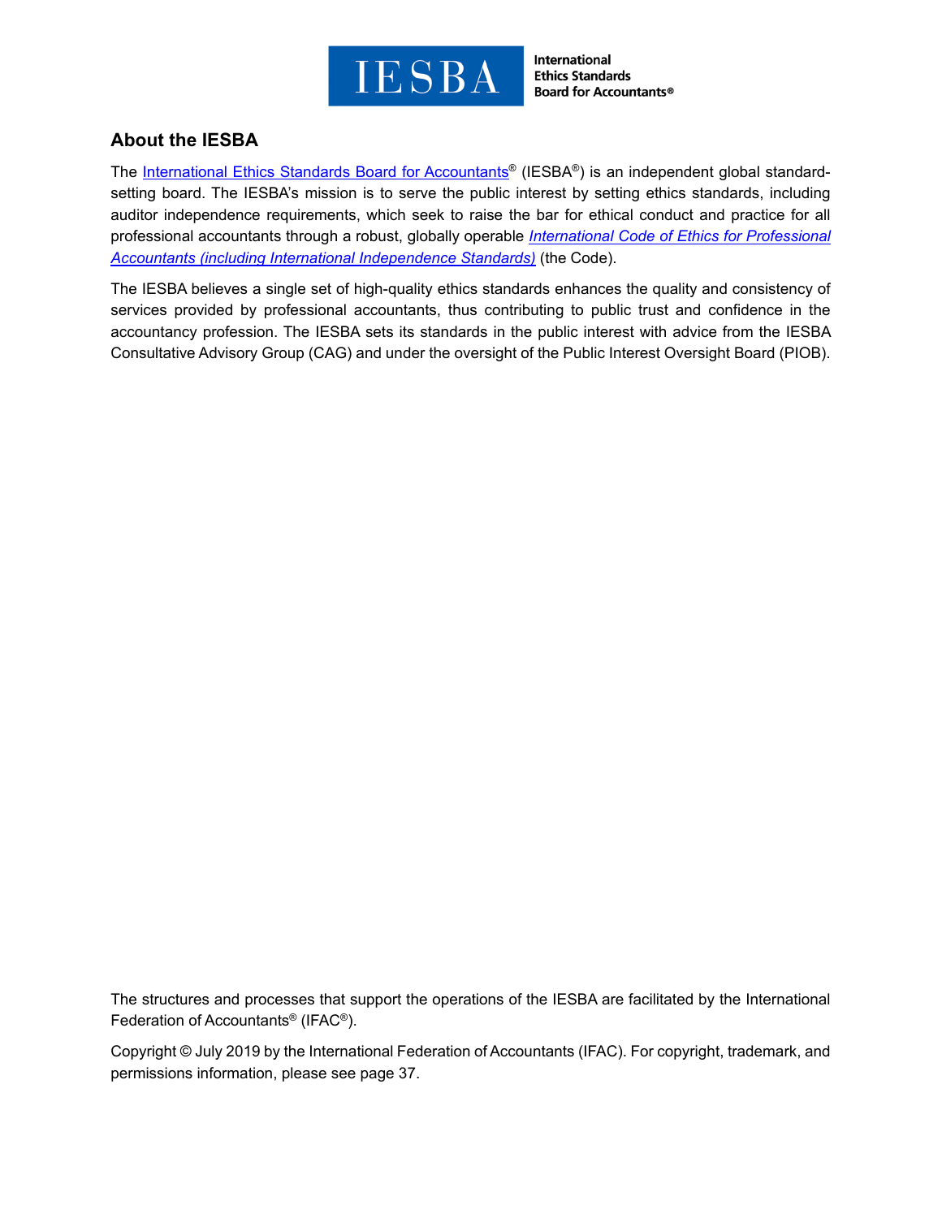## About the IESBA

The International Ethics Standards Board for Accountants® (IESBA®) is an independent global standard-setting board. The IESBA's mission is to serve the public interest by setting ethics standards, including auditor independence requirements, which seek to raise the bar for ethical conduct and practice for all professional accountants through a robust, globally operable *International Code of Ethics for Professional Accountants (including International Independence Standards)* (the Code).

The IESBA believes a single set of high-quality ethics standards enhances the quality and consistency of services provided by professional accountants, thus contributing to public trust and confidence in the accountancy profession. The IESBA sets its standards in the public interest with advice from the IESBA Consultative Advisory Group (CAG) and under the oversight of the Public Interest Oversight Board (PIOB).

The structures and processes that support the operations of the IESBA are facilitated by the International Federation of Accountants® (IFAC®).

Copyright © July 2019 by the International Federation of Accountants (IFAC). For copyright, trademark, and permissions information, please see page 37.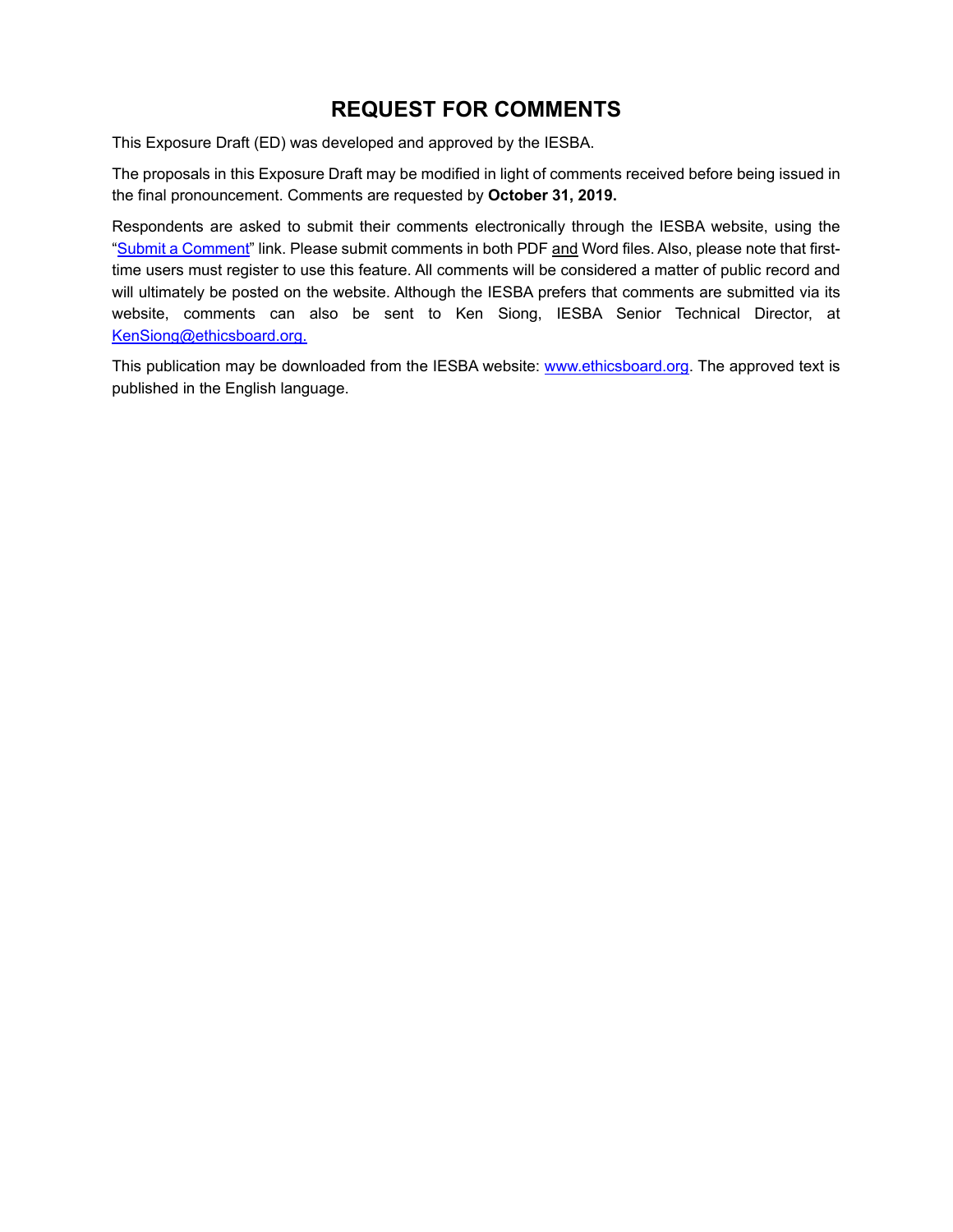# REQUEST FOR COMMENTS

This Exposure Draft (ED) was developed and approved by the IESBA.

The proposals in this Exposure Draft may be modified in light of comments received before being issued in the final pronouncement. Comments are requested by **October 31, 2019.**

Respondents are asked to submit their comments electronically through the IESBA website, using the "Submit a Comment" link. Please submit comments in both PDF and Word files. Also, please note that first-time users must register to use this feature. All comments will be considered a matter of public record and will ultimately be posted on the website. Although the IESBA prefers that comments are submitted via its website, comments can also be sent to Ken Siong, IESBA Senior Technical Director, at KenSiong@ethicsboard.org.

This publication may be downloaded from the IESBA website: www.ethicsboard.org. The approved text is published in the English language.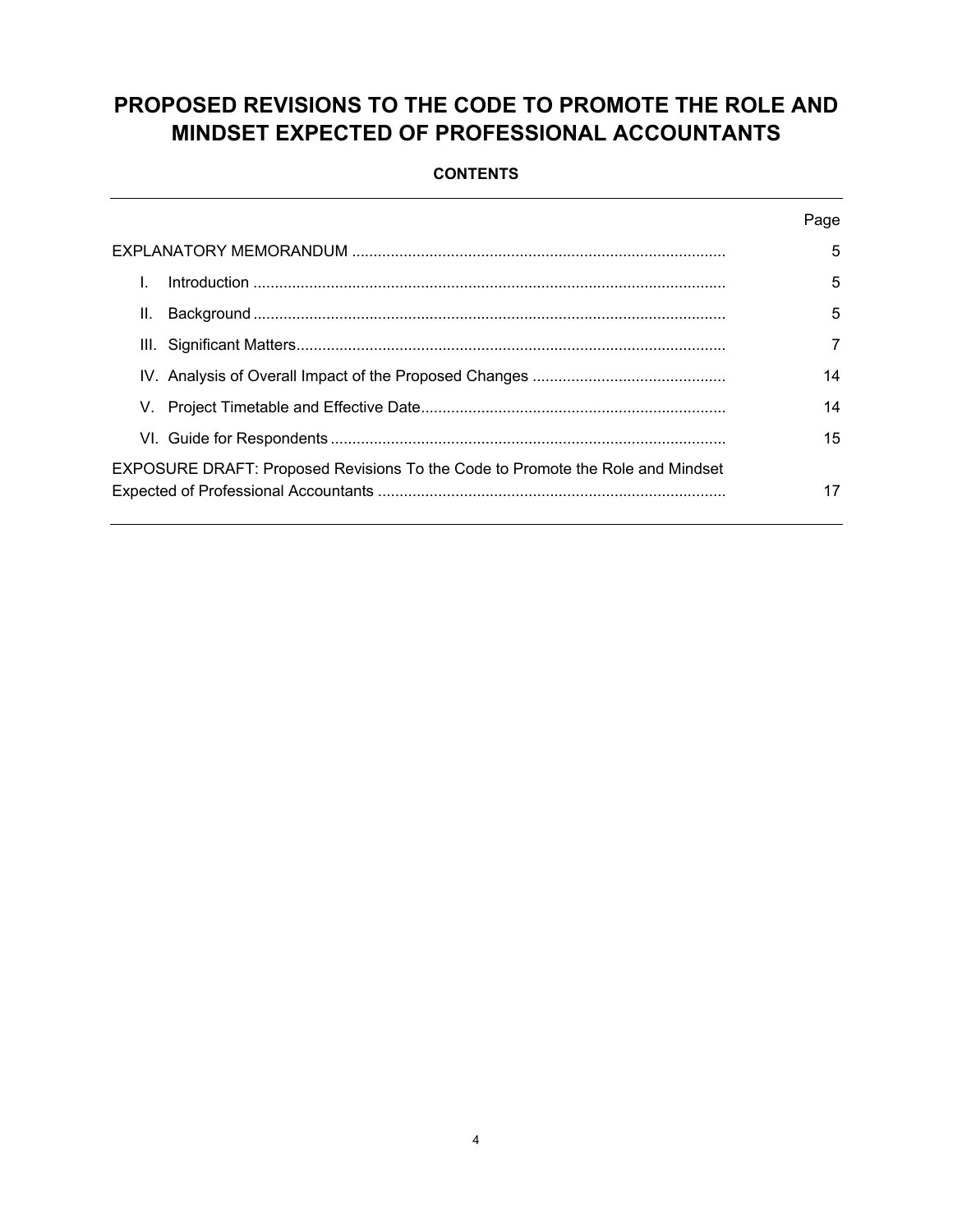# PROPOSED REVISIONS TO THE CODE TO PROMOTE THE ROLE AND MINDSET EXPECTED OF PROFESSIONAL ACCOUNTANTS

**CONTENTS**

| | Page |
|---|---|
| EXPLANATORY MEMORANDUM | 5 |
| I. Introduction | 5 |
| II. Background | 5 |
| III. Significant Matters | 7 |
| IV. Analysis of Overall Impact of the Proposed Changes | 14 |
| V. Project Timetable and Effective Date | 14 |
| VI. Guide for Respondents | 15 |
| EXPOSURE DRAFT: Proposed Revisions To the Code to Promote the Role and Mindset Expected of Professional Accountants | 17 |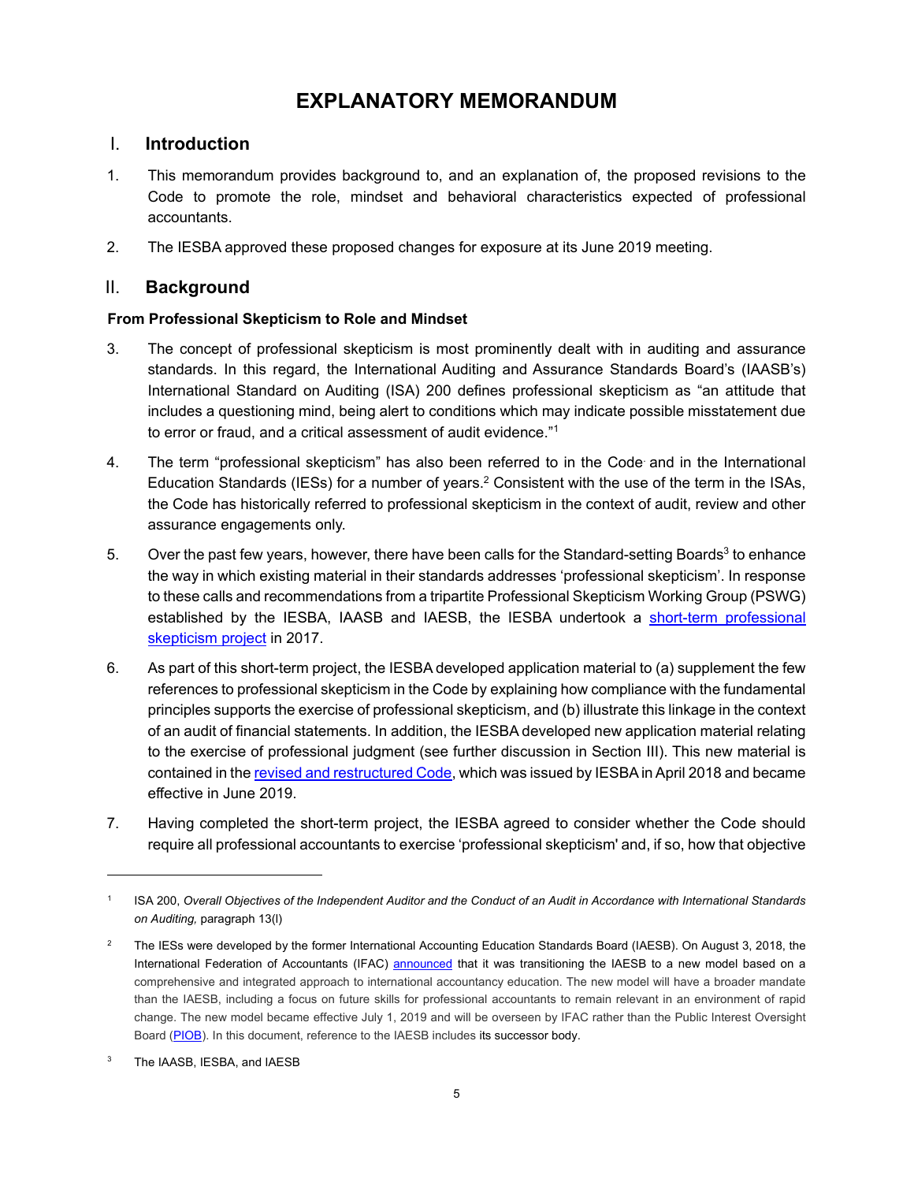# EXPLANATORY MEMORANDUM

## I. Introduction

1. This memorandum provides background to, and an explanation of, the proposed revisions to the Code to promote the role, mindset and behavioral characteristics expected of professional accountants.

2. The IESBA approved these proposed changes for exposure at its June 2019 meeting.

## II. Background

### From Professional Skepticism to Role and Mindset

3. The concept of professional skepticism is most prominently dealt with in auditing and assurance standards. In this regard, the International Auditing and Assurance Standards Board's (IAASB's) International Standard on Auditing (ISA) 200 defines professional skepticism as "an attitude that includes a questioning mind, being alert to conditions which may indicate possible misstatement due to error or fraud, and a critical assessment of audit evidence."[1]

4. The term "professional skepticism" has also been referred to in the Code and in the International Education Standards (IESs) for a number of years.[2] Consistent with the use of the term in the ISAs, the Code has historically referred to professional skepticism in the context of audit, review and other assurance engagements only.

5. Over the past few years, however, there have been calls for the Standard-setting Boards[3] to enhance the way in which existing material in their standards addresses 'professional skepticism'. In response to these calls and recommendations from a tripartite Professional Skepticism Working Group (PSWG) established by the IESBA, IAASB and IAESB, the IESBA undertook a short-term professional skepticism project in 2017.

6. As part of this short-term project, the IESBA developed application material to (a) supplement the few references to professional skepticism in the Code by explaining how compliance with the fundamental principles supports the exercise of professional skepticism, and (b) illustrate this linkage in the context of an audit of financial statements. In addition, the IESBA developed new application material relating to the exercise of professional judgment (see further discussion in Section III). This new material is contained in the revised and restructured Code, which was issued by IESBA in April 2018 and became effective in June 2019.

7. Having completed the short-term project, the IESBA agreed to consider whether the Code should require all professional accountants to exercise 'professional skepticism' and, if so, how that objective

---

[1] ISA 200, *Overall Objectives of the Independent Auditor and the Conduct of an Audit in Accordance with International Standards on Auditing,* paragraph 13(l)

[2] The IESs were developed by the former International Accounting Education Standards Board (IAESB). On August 3, 2018, the International Federation of Accountants (IFAC) announced that it was transitioning the IAESB to a new model based on a comprehensive and integrated approach to international accountancy education. The new model will have a broader mandate than the IAESB, including a focus on future skills for professional accountants to remain relevant in an environment of rapid change. The new model became effective July 1, 2019 and will be overseen by IFAC rather than the Public Interest Oversight Board (PIOB). In this document, reference to the IAESB includes its successor body.

[3] The IAASB, IESBA, and IAESB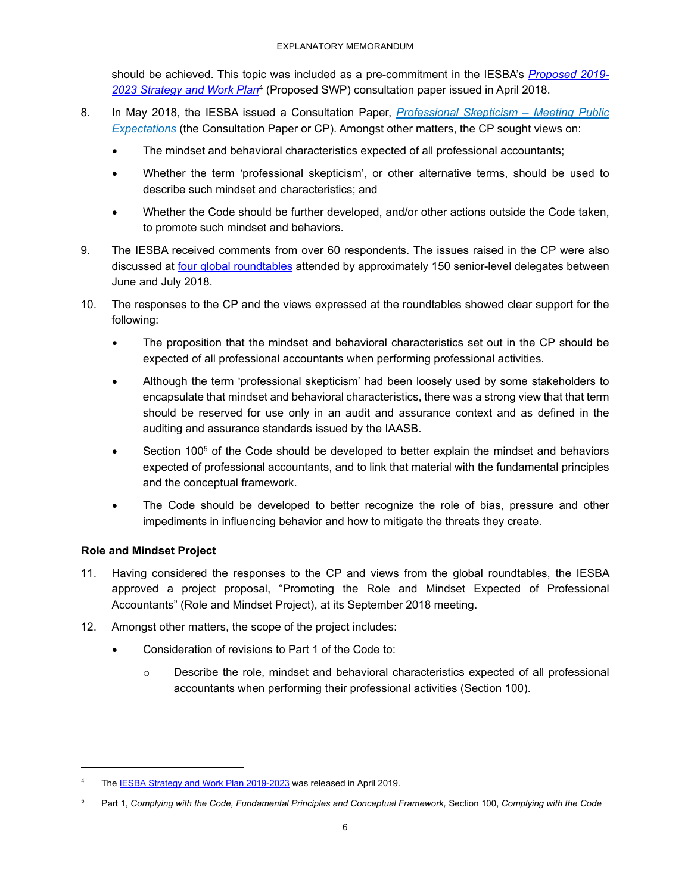should be achieved. This topic was included as a pre-commitment in the IESBA's *Proposed 2019-2023 Strategy and Work Plan*[4] (Proposed SWP) consultation paper issued in April 2018.

8. In May 2018, the IESBA issued a Consultation Paper, *Professional Skepticism – Meeting Public Expectations* (the Consultation Paper or CP). Amongst other matters, the CP sought views on:

   - The mindset and behavioral characteristics expected of all professional accountants;
   - Whether the term 'professional skepticism', or other alternative terms, should be used to describe such mindset and characteristics; and
   - Whether the Code should be further developed, and/or other actions outside the Code taken, to promote such mindset and behaviors.

9. The IESBA received comments from over 60 respondents. The issues raised in the CP were also discussed at four global roundtables attended by approximately 150 senior-level delegates between June and July 2018.

10. The responses to the CP and the views expressed at the roundtables showed clear support for the following:

    - The proposition that the mindset and behavioral characteristics set out in the CP should be expected of all professional accountants when performing professional activities.
    - Although the term 'professional skepticism' had been loosely used by some stakeholders to encapsulate that mindset and behavioral characteristics, there was a strong view that that term should be reserved for use only in an audit and assurance context and as defined in the auditing and assurance standards issued by the IAASB.
    - Section 100[5] of the Code should be developed to better explain the mindset and behaviors expected of professional accountants, and to link that material with the fundamental principles and the conceptual framework.
    - The Code should be developed to better recognize the role of bias, pressure and other impediments in influencing behavior and how to mitigate the threats they create.

**Role and Mindset Project**

11. Having considered the responses to the CP and views from the global roundtables, the IESBA approved a project proposal, "Promoting the Role and Mindset Expected of Professional Accountants" (Role and Mindset Project), at its September 2018 meeting.

12. Amongst other matters, the scope of the project includes:

    - Consideration of revisions to Part 1 of the Code to:
      - Describe the role, mindset and behavioral characteristics expected of all professional accountants when performing their professional activities (Section 100).

---

[4] The IESBA Strategy and Work Plan 2019-2023 was released in April 2019.

[5] Part 1, *Complying with the Code, Fundamental Principles and Conceptual Framework,* Section 100, *Complying with the Code*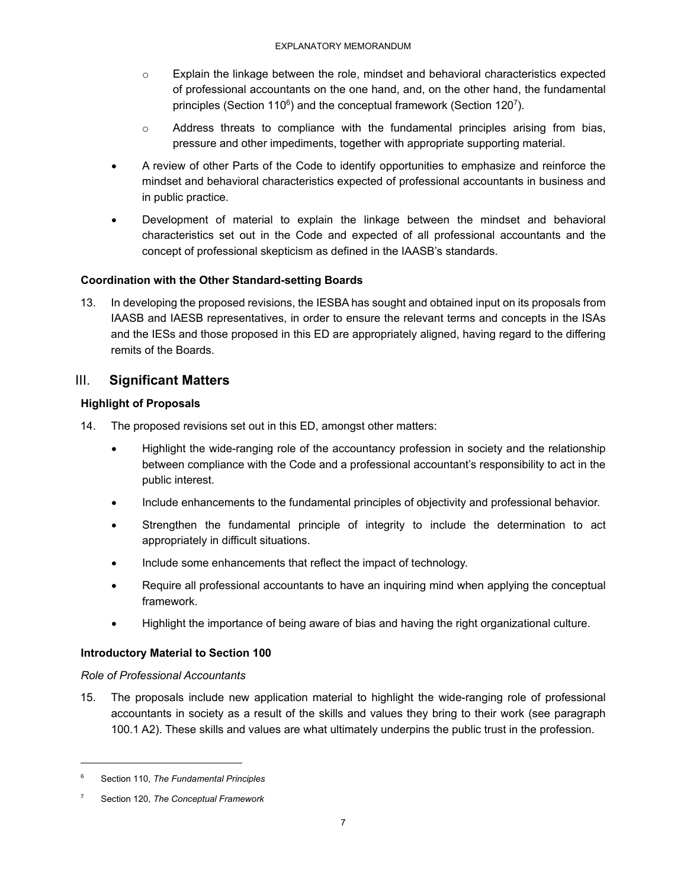- Explain the linkage between the role, mindset and behavioral characteristics expected of professional accountants on the one hand, and, on the other hand, the fundamental principles (Section 110[6]) and the conceptual framework (Section 120[7]).
  - Address threats to compliance with the fundamental principles arising from bias, pressure and other impediments, together with appropriate supporting material.
- A review of other Parts of the Code to identify opportunities to emphasize and reinforce the mindset and behavioral characteristics expected of professional accountants in business and in public practice.
- Development of material to explain the linkage between the mindset and behavioral characteristics set out in the Code and expected of all professional accountants and the concept of professional skepticism as defined in the IAASB's standards.

**Coordination with the Other Standard-setting Boards**

13. In developing the proposed revisions, the IESBA has sought and obtained input on its proposals from IAASB and IAESB representatives, in order to ensure the relevant terms and concepts in the ISAs and the IESs and those proposed in this ED are appropriately aligned, having regard to the differing remits of the Boards.

## III. Significant Matters

**Highlight of Proposals**

14. The proposed revisions set out in this ED, amongst other matters:
    - Highlight the wide-ranging role of the accountancy profession in society and the relationship between compliance with the Code and a professional accountant's responsibility to act in the public interest.
    - Include enhancements to the fundamental principles of objectivity and professional behavior.
    - Strengthen the fundamental principle of integrity to include the determination to act appropriately in difficult situations.
    - Include some enhancements that reflect the impact of technology.
    - Require all professional accountants to have an inquiring mind when applying the conceptual framework.
    - Highlight the importance of being aware of bias and having the right organizational culture.

**Introductory Material to Section 100**

*Role of Professional Accountants*

15. The proposals include new application material to highlight the wide-ranging role of professional accountants in society as a result of the skills and values they bring to their work (see paragraph 100.1 A2). These skills and values are what ultimately underpins the public trust in the profession.

---

[6] Section 110, *The Fundamental Principles*

[7] Section 120, *The Conceptual Framework*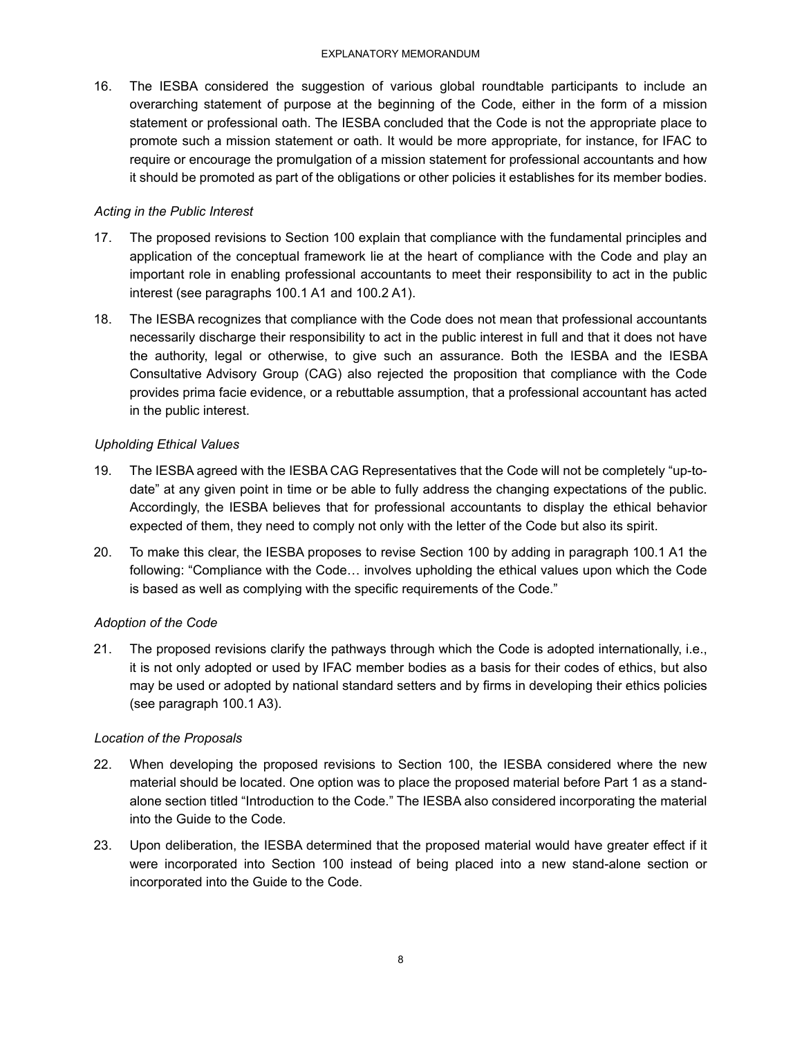16. The IESBA considered the suggestion of various global roundtable participants to include an overarching statement of purpose at the beginning of the Code, either in the form of a mission statement or professional oath. The IESBA concluded that the Code is not the appropriate place to promote such a mission statement or oath. It would be more appropriate, for instance, for IFAC to require or encourage the promulgation of a mission statement for professional accountants and how it should be promoted as part of the obligations or other policies it establishes for its member bodies.

*Acting in the Public Interest*

17. The proposed revisions to Section 100 explain that compliance with the fundamental principles and application of the conceptual framework lie at the heart of compliance with the Code and play an important role in enabling professional accountants to meet their responsibility to act in the public interest (see paragraphs 100.1 A1 and 100.2 A1).

18. The IESBA recognizes that compliance with the Code does not mean that professional accountants necessarily discharge their responsibility to act in the public interest in full and that it does not have the authority, legal or otherwise, to give such an assurance. Both the IESBA and the IESBA Consultative Advisory Group (CAG) also rejected the proposition that compliance with the Code provides prima facie evidence, or a rebuttable assumption, that a professional accountant has acted in the public interest.

*Upholding Ethical Values*

19. The IESBA agreed with the IESBA CAG Representatives that the Code will not be completely "up-to-date" at any given point in time or be able to fully address the changing expectations of the public. Accordingly, the IESBA believes that for professional accountants to display the ethical behavior expected of them, they need to comply not only with the letter of the Code but also its spirit.

20. To make this clear, the IESBA proposes to revise Section 100 by adding in paragraph 100.1 A1 the following: "Compliance with the Code… involves upholding the ethical values upon which the Code is based as well as complying with the specific requirements of the Code."

*Adoption of the Code*

21. The proposed revisions clarify the pathways through which the Code is adopted internationally, i.e., it is not only adopted or used by IFAC member bodies as a basis for their codes of ethics, but also may be used or adopted by national standard setters and by firms in developing their ethics policies (see paragraph 100.1 A3).

*Location of the Proposals*

22. When developing the proposed revisions to Section 100, the IESBA considered where the new material should be located. One option was to place the proposed material before Part 1 as a stand-alone section titled "Introduction to the Code." The IESBA also considered incorporating the material into the Guide to the Code.

23. Upon deliberation, the IESBA determined that the proposed material would have greater effect if it were incorporated into Section 100 instead of being placed into a new stand-alone section or incorporated into the Guide to the Code.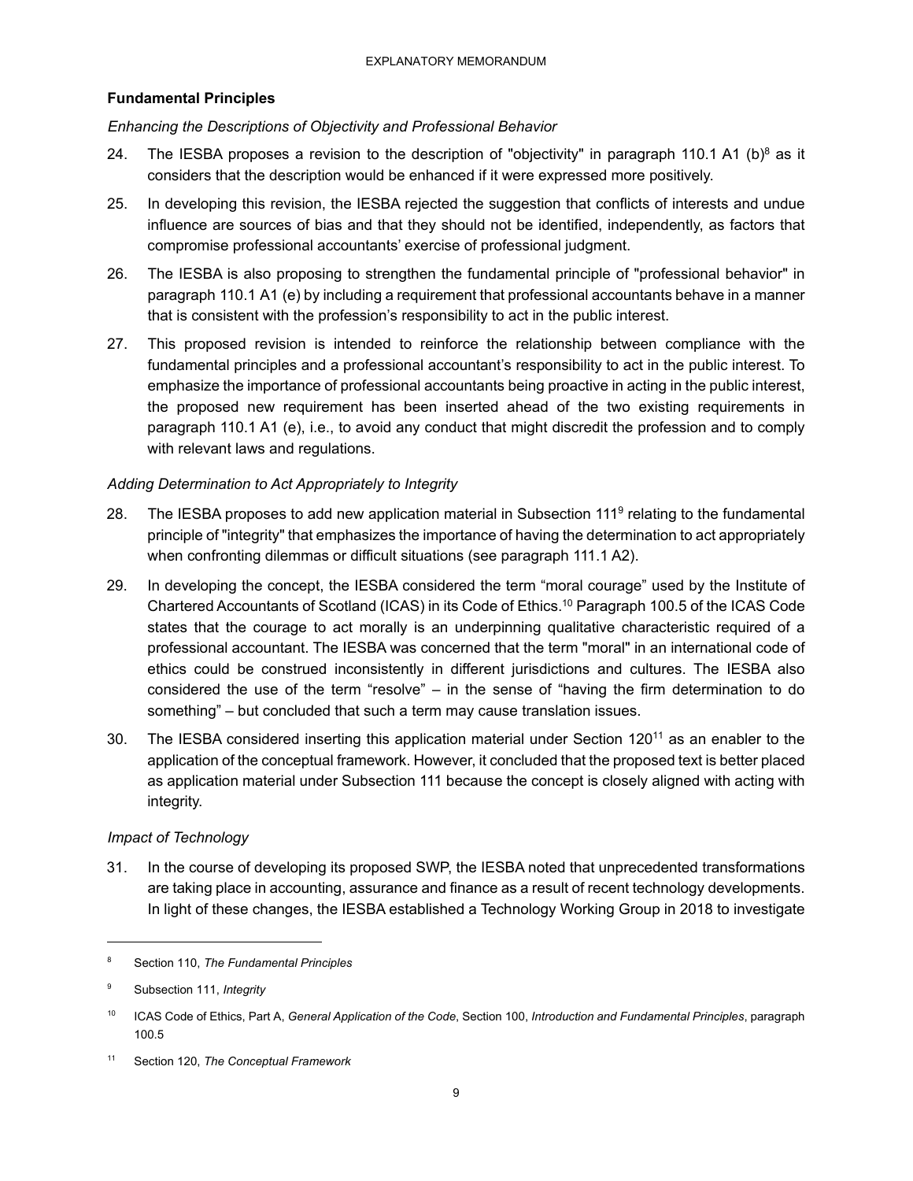## Fundamental Principles

*Enhancing the Descriptions of Objectivity and Professional Behavior*

24. The IESBA proposes a revision to the description of "objectivity" in paragraph 110.1 A1 (b)[8] as it considers that the description would be enhanced if it were expressed more positively.

25. In developing this revision, the IESBA rejected the suggestion that conflicts of interests and undue influence are sources of bias and that they should not be identified, independently, as factors that compromise professional accountants' exercise of professional judgment.

26. The IESBA is also proposing to strengthen the fundamental principle of "professional behavior" in paragraph 110.1 A1 (e) by including a requirement that professional accountants behave in a manner that is consistent with the profession's responsibility to act in the public interest.

27. This proposed revision is intended to reinforce the relationship between compliance with the fundamental principles and a professional accountant's responsibility to act in the public interest. To emphasize the importance of professional accountants being proactive in acting in the public interest, the proposed new requirement has been inserted ahead of the two existing requirements in paragraph 110.1 A1 (e), i.e., to avoid any conduct that might discredit the profession and to comply with relevant laws and regulations.

*Adding Determination to Act Appropriately to Integrity*

28. The IESBA proposes to add new application material in Subsection 111[9] relating to the fundamental principle of "integrity" that emphasizes the importance of having the determination to act appropriately when confronting dilemmas or difficult situations (see paragraph 111.1 A2).

29. In developing the concept, the IESBA considered the term "moral courage" used by the Institute of Chartered Accountants of Scotland (ICAS) in its Code of Ethics.[10] Paragraph 100.5 of the ICAS Code states that the courage to act morally is an underpinning qualitative characteristic required of a professional accountant. The IESBA was concerned that the term "moral" in an international code of ethics could be construed inconsistently in different jurisdictions and cultures. The IESBA also considered the use of the term "resolve" – in the sense of "having the firm determination to do something" – but concluded that such a term may cause translation issues.

30. The IESBA considered inserting this application material under Section 120[11] as an enabler to the application of the conceptual framework. However, it concluded that the proposed text is better placed as application material under Subsection 111 because the concept is closely aligned with acting with integrity.

*Impact of Technology*

31. In the course of developing its proposed SWP, the IESBA noted that unprecedented transformations are taking place in accounting, assurance and finance as a result of recent technology developments. In light of these changes, the IESBA established a Technology Working Group in 2018 to investigate

---

[8] Section 110, *The Fundamental Principles*

[9] Subsection 111, *Integrity*

[10] ICAS Code of Ethics, Part A, *General Application of the Code*, Section 100, *Introduction and Fundamental Principles*, paragraph 100.5

[11] Section 120, *The Conceptual Framework*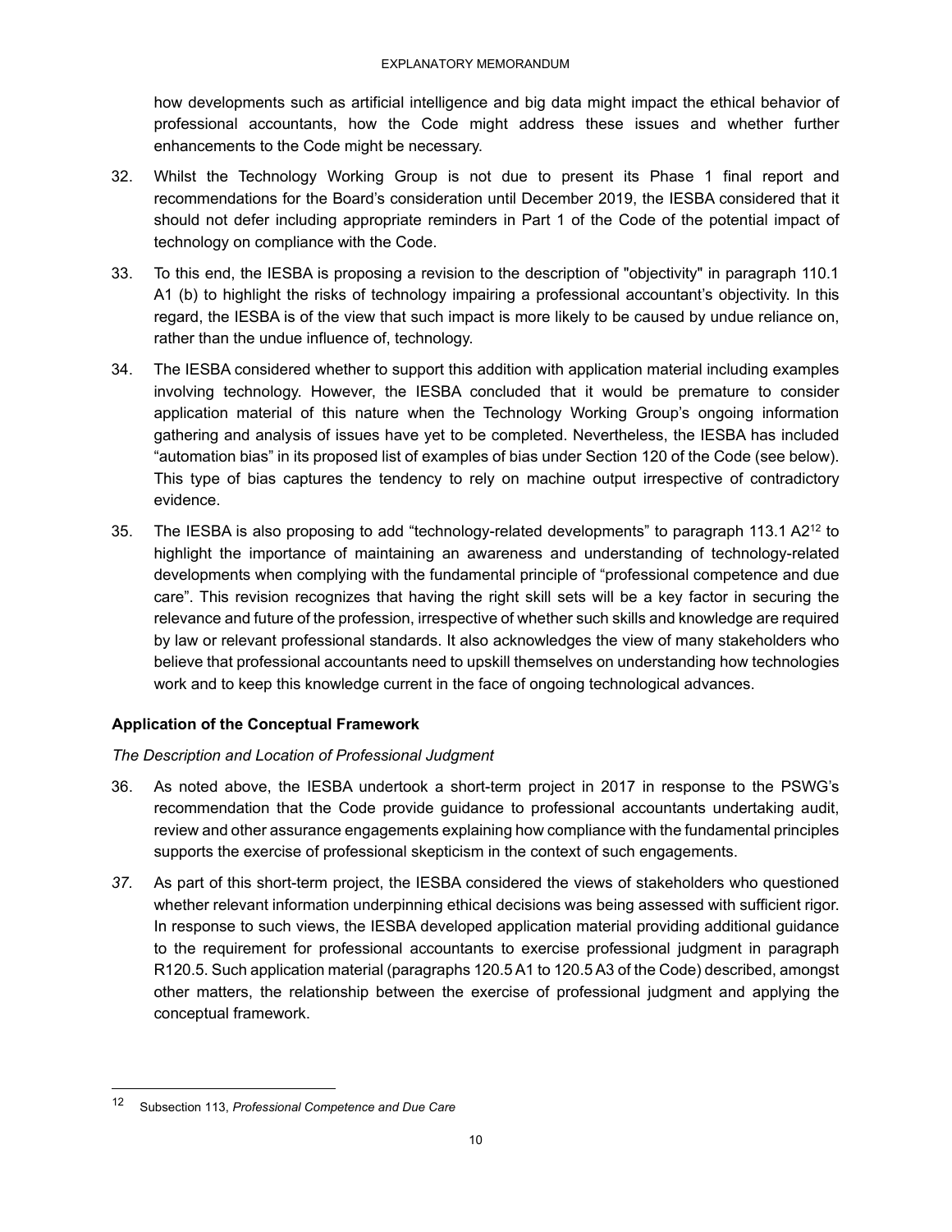how developments such as artificial intelligence and big data might impact the ethical behavior of professional accountants, how the Code might address these issues and whether further enhancements to the Code might be necessary.

32. Whilst the Technology Working Group is not due to present its Phase 1 final report and recommendations for the Board's consideration until December 2019, the IESBA considered that it should not defer including appropriate reminders in Part 1 of the Code of the potential impact of technology on compliance with the Code.

33. To this end, the IESBA is proposing a revision to the description of "objectivity" in paragraph 110.1 A1 (b) to highlight the risks of technology impairing a professional accountant's objectivity. In this regard, the IESBA is of the view that such impact is more likely to be caused by undue reliance on, rather than the undue influence of, technology.

34. The IESBA considered whether to support this addition with application material including examples involving technology. However, the IESBA concluded that it would be premature to consider application material of this nature when the Technology Working Group's ongoing information gathering and analysis of issues have yet to be completed. Nevertheless, the IESBA has included "automation bias" in its proposed list of examples of bias under Section 120 of the Code (see below). This type of bias captures the tendency to rely on machine output irrespective of contradictory evidence.

35. The IESBA is also proposing to add "technology-related developments" to paragraph 113.1 A2[12] to highlight the importance of maintaining an awareness and understanding of technology-related developments when complying with the fundamental principle of "professional competence and due care". This revision recognizes that having the right skill sets will be a key factor in securing the relevance and future of the profession, irrespective of whether such skills and knowledge are required by law or relevant professional standards. It also acknowledges the view of many stakeholders who believe that professional accountants need to upskill themselves on understanding how technologies work and to keep this knowledge current in the face of ongoing technological advances.

### Application of the Conceptual Framework

*The Description and Location of Professional Judgment*

36. As noted above, the IESBA undertook a short-term project in 2017 in response to the PSWG's recommendation that the Code provide guidance to professional accountants undertaking audit, review and other assurance engagements explaining how compliance with the fundamental principles supports the exercise of professional skepticism in the context of such engagements.

37. As part of this short-term project, the IESBA considered the views of stakeholders who questioned whether relevant information underpinning ethical decisions was being assessed with sufficient rigor. In response to such views, the IESBA developed application material providing additional guidance to the requirement for professional accountants to exercise professional judgment in paragraph R120.5. Such application material (paragraphs 120.5 A1 to 120.5 A3 of the Code) described, amongst other matters, the relationship between the exercise of professional judgment and applying the conceptual framework.

---

[12] Subsection 113, *Professional Competence and Due Care*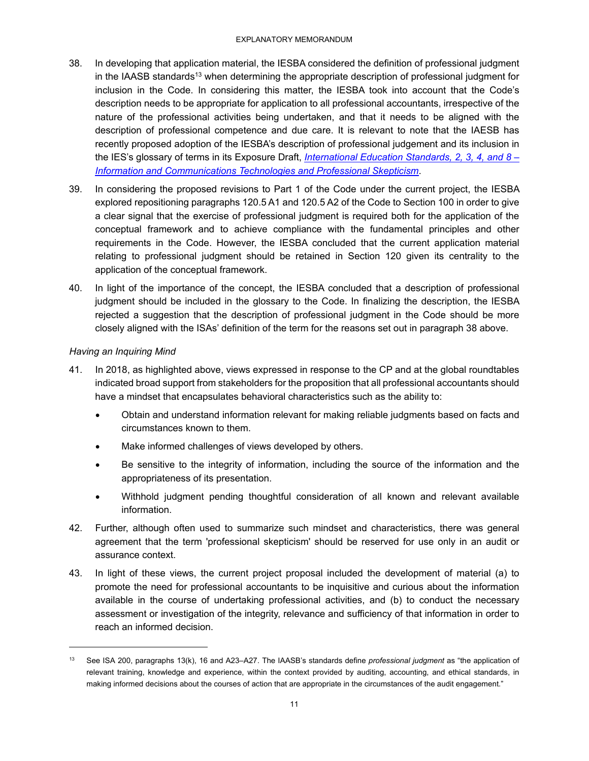38. In developing that application material, the IESBA considered the definition of professional judgment in the IAASB standards[13] when determining the appropriate description of professional judgment for inclusion in the Code. In considering this matter, the IESBA took into account that the Code's description needs to be appropriate for application to all professional accountants, irrespective of the nature of the professional activities being undertaken, and that it needs to be aligned with the description of professional competence and due care. It is relevant to note that the IAESB has recently proposed adoption of the IESBA's description of professional judgement and its inclusion in the IES's glossary of terms in its Exposure Draft, *International Education Standards, 2, 3, 4, and 8 – Information and Communications Technologies and Professional Skepticism*.

39. In considering the proposed revisions to Part 1 of the Code under the current project, the IESBA explored repositioning paragraphs 120.5 A1 and 120.5 A2 of the Code to Section 100 in order to give a clear signal that the exercise of professional judgment is required both for the application of the conceptual framework and to achieve compliance with the fundamental principles and other requirements in the Code. However, the IESBA concluded that the current application material relating to professional judgment should be retained in Section 120 given its centrality to the application of the conceptual framework.

40. In light of the importance of the concept, the IESBA concluded that a description of professional judgment should be included in the glossary to the Code. In finalizing the description, the IESBA rejected a suggestion that the description of professional judgment in the Code should be more closely aligned with the ISAs' definition of the term for the reasons set out in paragraph 38 above.

*Having an Inquiring Mind*

41. In 2018, as highlighted above, views expressed in response to the CP and at the global roundtables indicated broad support from stakeholders for the proposition that all professional accountants should have a mindset that encapsulates behavioral characteristics such as the ability to:

    - Obtain and understand information relevant for making reliable judgments based on facts and circumstances known to them.
    - Make informed challenges of views developed by others.
    - Be sensitive to the integrity of information, including the source of the information and the appropriateness of its presentation.
    - Withhold judgment pending thoughtful consideration of all known and relevant available information.

42. Further, although often used to summarize such mindset and characteristics, there was general agreement that the term 'professional skepticism' should be reserved for use only in an audit or assurance context.

43. In light of these views, the current project proposal included the development of material (a) to promote the need for professional accountants to be inquisitive and curious about the information available in the course of undertaking professional activities, and (b) to conduct the necessary assessment or investigation of the integrity, relevance and sufficiency of that information in order to reach an informed decision.

---

[13] See ISA 200, paragraphs 13(k), 16 and A23–A27. The IAASB's standards define *professional judgment* as "the application of relevant training, knowledge and experience, within the context provided by auditing, accounting, and ethical standards, in making informed decisions about the courses of action that are appropriate in the circumstances of the audit engagement."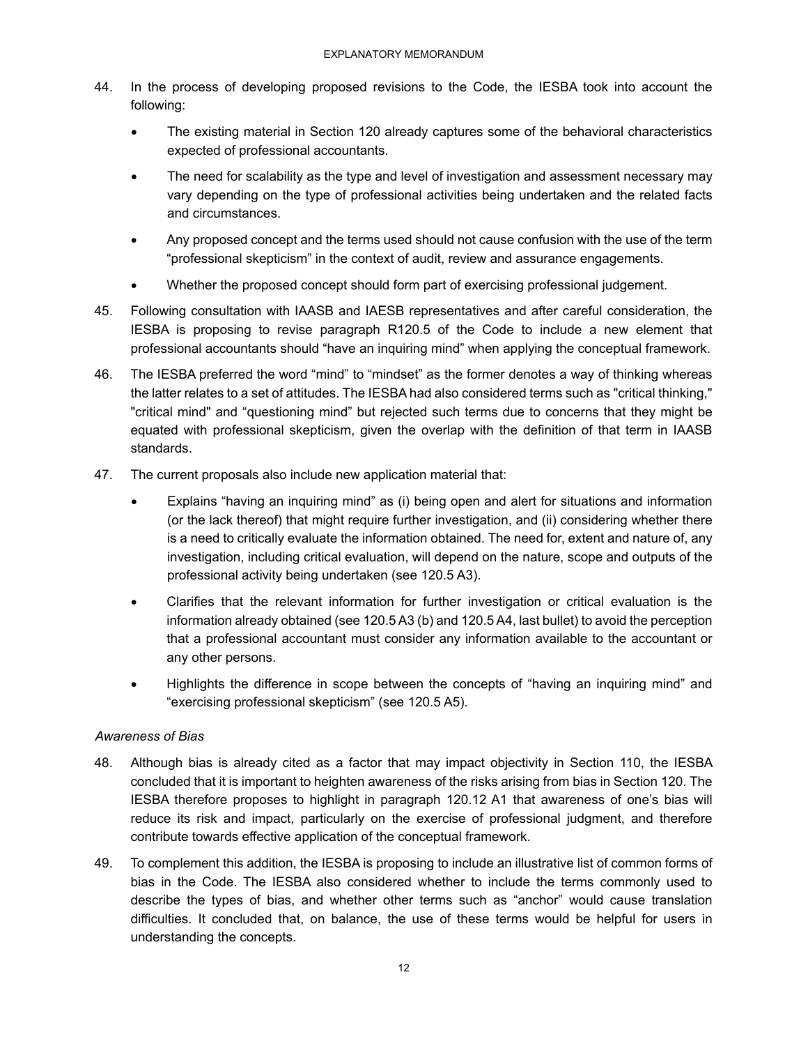44. In the process of developing proposed revisions to the Code, the IESBA took into account the following:

    - The existing material in Section 120 already captures some of the behavioral characteristics expected of professional accountants.
    - The need for scalability as the type and level of investigation and assessment necessary may vary depending on the type of professional activities being undertaken and the related facts and circumstances.
    - Any proposed concept and the terms used should not cause confusion with the use of the term "professional skepticism" in the context of audit, review and assurance engagements.
    - Whether the proposed concept should form part of exercising professional judgement.

45. Following consultation with IAASB and IAESB representatives and after careful consideration, the IESBA is proposing to revise paragraph R120.5 of the Code to include a new element that professional accountants should "have an inquiring mind" when applying the conceptual framework.

46. The IESBA preferred the word "mind" to "mindset" as the former denotes a way of thinking whereas the latter relates to a set of attitudes. The IESBA had also considered terms such as "critical thinking," "critical mind" and "questioning mind" but rejected such terms due to concerns that they might be equated with professional skepticism, given the overlap with the definition of that term in IAASB standards.

47. The current proposals also include new application material that:

    - Explains "having an inquiring mind" as (i) being open and alert for situations and information (or the lack thereof) that might require further investigation, and (ii) considering whether there is a need to critically evaluate the information obtained. The need for, extent and nature of, any investigation, including critical evaluation, will depend on the nature, scope and outputs of the professional activity being undertaken (see 120.5 A3).
    - Clarifies that the relevant information for further investigation or critical evaluation is the information already obtained (see 120.5 A3 (b) and 120.5 A4, last bullet) to avoid the perception that a professional accountant must consider any information available to the accountant or any other persons.
    - Highlights the difference in scope between the concepts of "having an inquiring mind" and "exercising professional skepticism" (see 120.5 A5).

*Awareness of Bias*

48. Although bias is already cited as a factor that may impact objectivity in Section 110, the IESBA concluded that it is important to heighten awareness of the risks arising from bias in Section 120. The IESBA therefore proposes to highlight in paragraph 120.12 A1 that awareness of one's bias will reduce its risk and impact, particularly on the exercise of professional judgment, and therefore contribute towards effective application of the conceptual framework.

49. To complement this addition, the IESBA is proposing to include an illustrative list of common forms of bias in the Code. The IESBA also considered whether to include the terms commonly used to describe the types of bias, and whether other terms such as "anchor" would cause translation difficulties. It concluded that, on balance, the use of these terms would be helpful for users in understanding the concepts.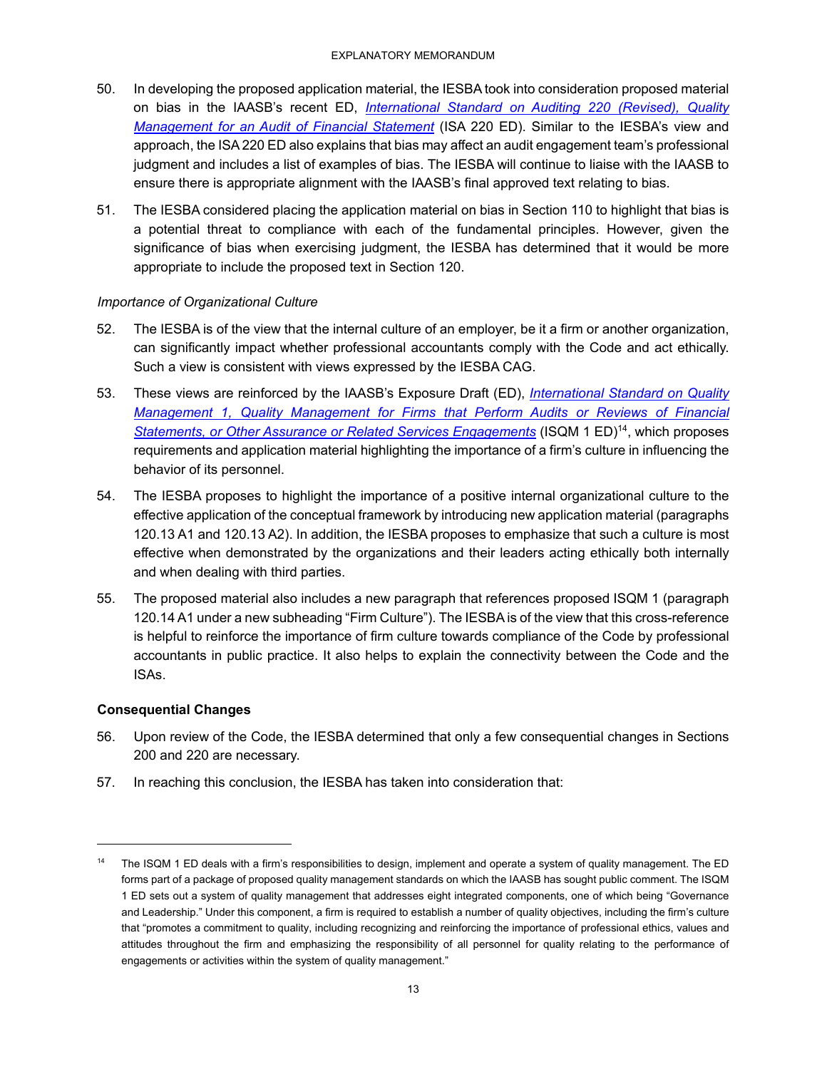50. In developing the proposed application material, the IESBA took into consideration proposed material on bias in the IAASB's recent ED, *International Standard on Auditing 220 (Revised), Quality Management for an Audit of Financial Statement* (ISA 220 ED). Similar to the IESBA's view and approach, the ISA 220 ED also explains that bias may affect an audit engagement team's professional judgment and includes a list of examples of bias. The IESBA will continue to liaise with the IAASB to ensure there is appropriate alignment with the IAASB's final approved text relating to bias.

51. The IESBA considered placing the application material on bias in Section 110 to highlight that bias is a potential threat to compliance with each of the fundamental principles. However, given the significance of bias when exercising judgment, the IESBA has determined that it would be more appropriate to include the proposed text in Section 120.

*Importance of Organizational Culture*

52. The IESBA is of the view that the internal culture of an employer, be it a firm or another organization, can significantly impact whether professional accountants comply with the Code and act ethically. Such a view is consistent with views expressed by the IESBA CAG.

53. These views are reinforced by the IAASB's Exposure Draft (ED), *International Standard on Quality Management 1, Quality Management for Firms that Perform Audits or Reviews of Financial Statements, or Other Assurance or Related Services Engagements* (ISQM 1 ED)[14], which proposes requirements and application material highlighting the importance of a firm's culture in influencing the behavior of its personnel.

54. The IESBA proposes to highlight the importance of a positive internal organizational culture to the effective application of the conceptual framework by introducing new application material (paragraphs 120.13 A1 and 120.13 A2). In addition, the IESBA proposes to emphasize that such a culture is most effective when demonstrated by the organizations and their leaders acting ethically both internally and when dealing with third parties.

55. The proposed material also includes a new paragraph that references proposed ISQM 1 (paragraph 120.14 A1 under a new subheading "Firm Culture"). The IESBA is of the view that this cross-reference is helpful to reinforce the importance of firm culture towards compliance of the Code by professional accountants in public practice. It also helps to explain the connectivity between the Code and the ISAs.

**Consequential Changes**

56. Upon review of the Code, the IESBA determined that only a few consequential changes in Sections 200 and 220 are necessary.

57. In reaching this conclusion, the IESBA has taken into consideration that:

---

[14] The ISQM 1 ED deals with a firm's responsibilities to design, implement and operate a system of quality management. The ED forms part of a package of proposed quality management standards on which the IAASB has sought public comment. The ISQM 1 ED sets out a system of quality management that addresses eight integrated components, one of which being "Governance and Leadership." Under this component, a firm is required to establish a number of quality objectives, including the firm's culture that "promotes a commitment to quality, including recognizing and reinforcing the importance of professional ethics, values and attitudes throughout the firm and emphasizing the responsibility of all personnel for quality relating to the performance of engagements or activities within the system of quality management."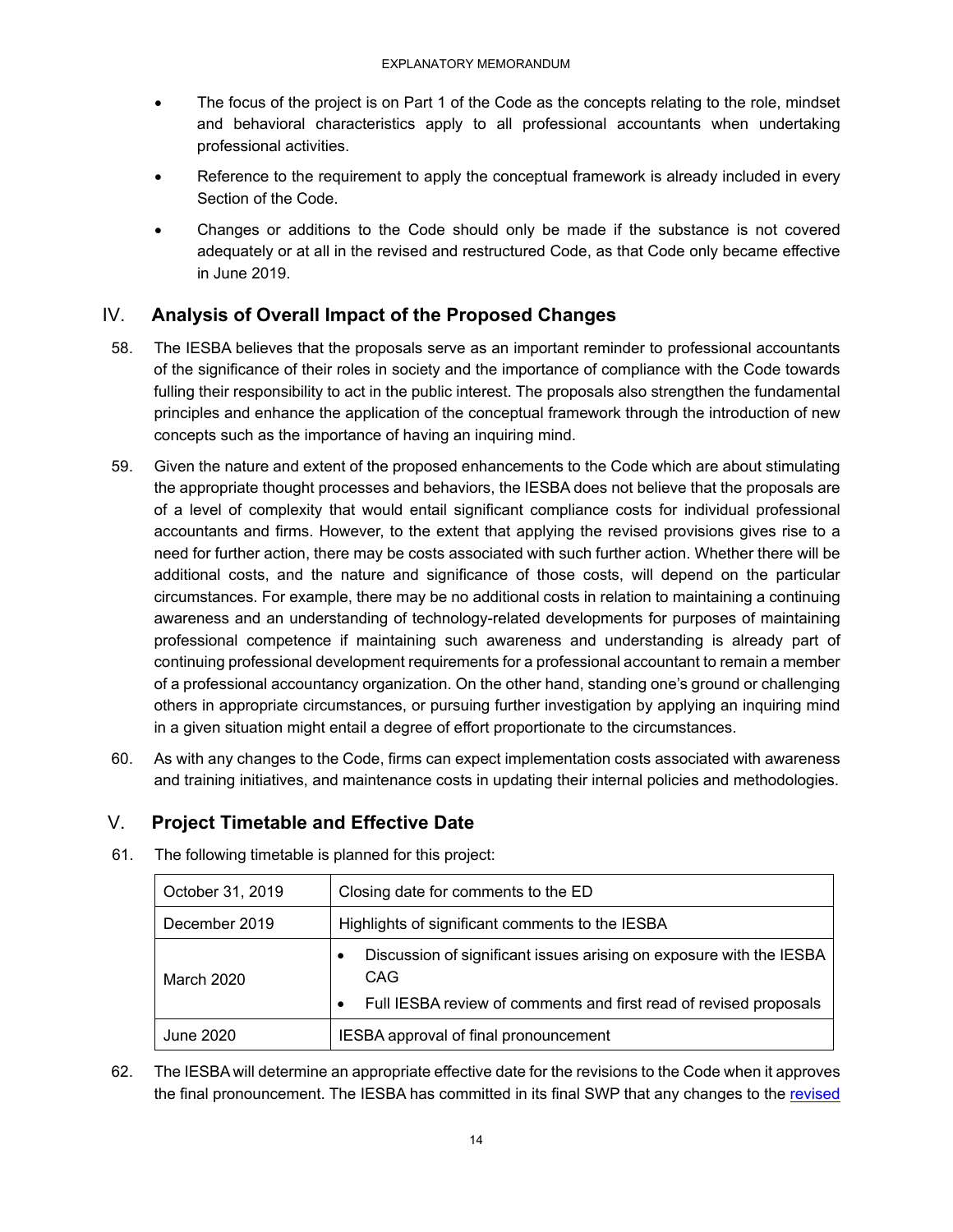- The focus of the project is on Part 1 of the Code as the concepts relating to the role, mindset and behavioral characteristics apply to all professional accountants when undertaking professional activities.
- Reference to the requirement to apply the conceptual framework is already included in every Section of the Code.
- Changes or additions to the Code should only be made if the substance is not covered adequately or at all in the revised and restructured Code, as that Code only became effective in June 2019.

## IV. Analysis of Overall Impact of the Proposed Changes

58. The IESBA believes that the proposals serve as an important reminder to professional accountants of the significance of their roles in society and the importance of compliance with the Code towards fulling their responsibility to act in the public interest. The proposals also strengthen the fundamental principles and enhance the application of the conceptual framework through the introduction of new concepts such as the importance of having an inquiring mind.

59. Given the nature and extent of the proposed enhancements to the Code which are about stimulating the appropriate thought processes and behaviors, the IESBA does not believe that the proposals are of a level of complexity that would entail significant compliance costs for individual professional accountants and firms. However, to the extent that applying the revised provisions gives rise to a need for further action, there may be costs associated with such further action. Whether there will be additional costs, and the nature and significance of those costs, will depend on the particular circumstances. For example, there may be no additional costs in relation to maintaining a continuing awareness and an understanding of technology-related developments for purposes of maintaining professional competence if maintaining such awareness and understanding is already part of continuing professional development requirements for a professional accountant to remain a member of a professional accountancy organization. On the other hand, standing one's ground or challenging others in appropriate circumstances, or pursuing further investigation by applying an inquiring mind in a given situation might entail a degree of effort proportionate to the circumstances.

60. As with any changes to the Code, firms can expect implementation costs associated with awareness and training initiatives, and maintenance costs in updating their internal policies and methodologies.

## V. Project Timetable and Effective Date

61. The following timetable is planned for this project:

| | |
|---|---|
| October 31, 2019 | Closing date for comments to the ED |
| December 2019 | Highlights of significant comments to the IESBA |
| March 2020 | • Discussion of significant issues arising on exposure with the IESBA CAG<br>• Full IESBA review of comments and first read of revised proposals |
| June 2020 | IESBA approval of final pronouncement |

62. The IESBA will determine an appropriate effective date for the revisions to the Code when it approves the final pronouncement. The IESBA has committed in its final SWP that any changes to the revised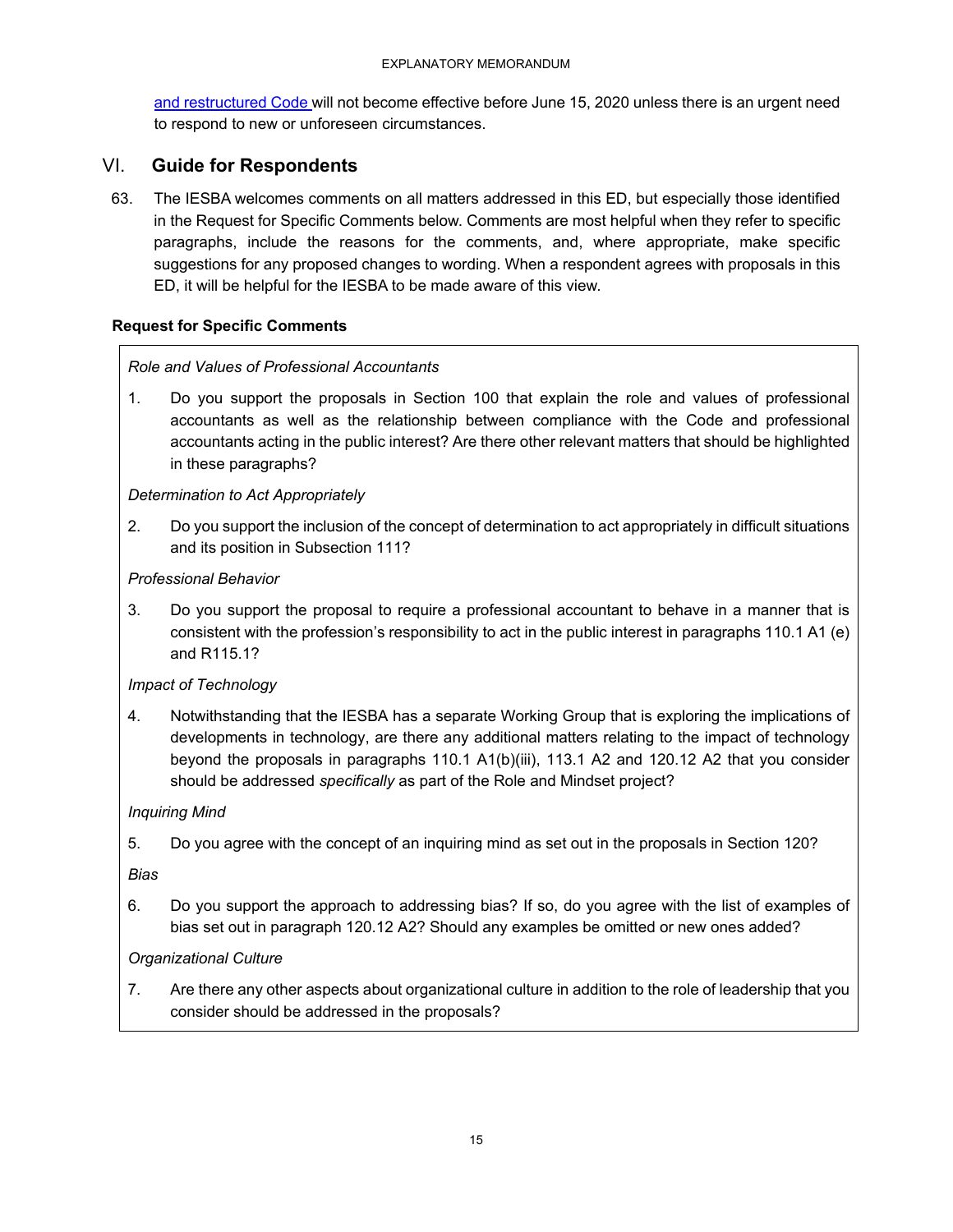and restructured Code will not become effective before June 15, 2020 unless there is an urgent need to respond to new or unforeseen circumstances.

## VI. Guide for Respondents

63. The IESBA welcomes comments on all matters addressed in this ED, but especially those identified in the Request for Specific Comments below. Comments are most helpful when they refer to specific paragraphs, include the reasons for the comments, and, where appropriate, make specific suggestions for any proposed changes to wording. When a respondent agrees with proposals in this ED, it will be helpful for the IESBA to be made aware of this view.

### Request for Specific Comments

*Role and Values of Professional Accountants*

1. Do you support the proposals in Section 100 that explain the role and values of professional accountants as well as the relationship between compliance with the Code and professional accountants acting in the public interest? Are there other relevant matters that should be highlighted in these paragraphs?

*Determination to Act Appropriately*

2. Do you support the inclusion of the concept of determination to act appropriately in difficult situations and its position in Subsection 111?

*Professional Behavior*

3. Do you support the proposal to require a professional accountant to behave in a manner that is consistent with the profession's responsibility to act in the public interest in paragraphs 110.1 A1 (e) and R115.1?

*Impact of Technology*

4. Notwithstanding that the IESBA has a separate Working Group that is exploring the implications of developments in technology, are there any additional matters relating to the impact of technology beyond the proposals in paragraphs 110.1 A1(b)(iii), 113.1 A2 and 120.12 A2 that you consider should be addressed *specifically* as part of the Role and Mindset project?

*Inquiring Mind*

5. Do you agree with the concept of an inquiring mind as set out in the proposals in Section 120?

*Bias*

6. Do you support the approach to addressing bias? If so, do you agree with the list of examples of bias set out in paragraph 120.12 A2? Should any examples be omitted or new ones added?

*Organizational Culture*

7. Are there any other aspects about organizational culture in addition to the role of leadership that you consider should be addressed in the proposals?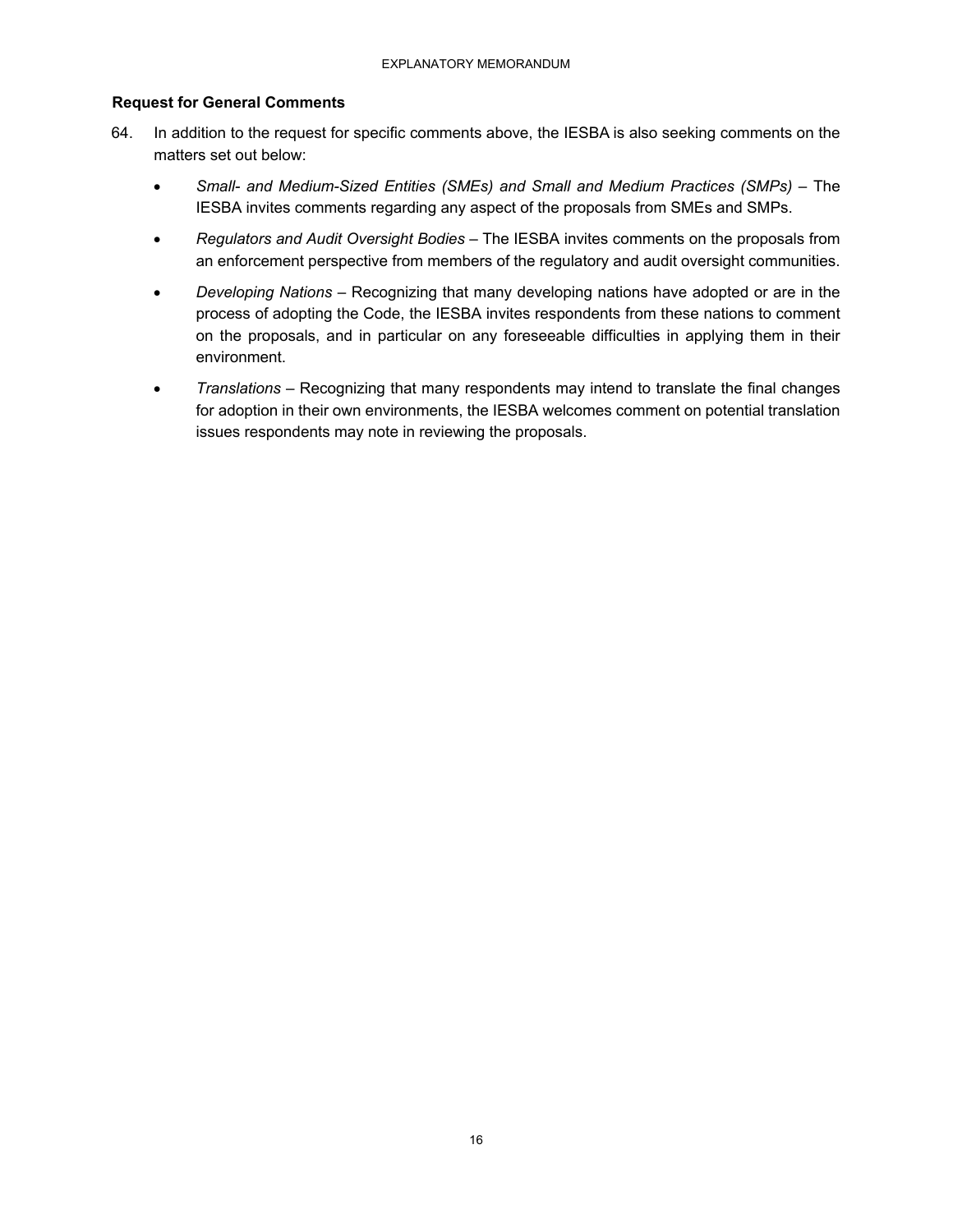### Request for General Comments

64. In addition to the request for specific comments above, the IESBA is also seeking comments on the matters set out below:

    - *Small- and Medium-Sized Entities (SMEs) and Small and Medium Practices (SMPs)* – The IESBA invites comments regarding any aspect of the proposals from SMEs and SMPs.
    - *Regulators and Audit Oversight Bodies* – The IESBA invites comments on the proposals from an enforcement perspective from members of the regulatory and audit oversight communities.
    - *Developing Nations* – Recognizing that many developing nations have adopted or are in the process of adopting the Code, the IESBA invites respondents from these nations to comment on the proposals, and in particular on any foreseeable difficulties in applying them in their environment.
    - *Translations* – Recognizing that many respondents may intend to translate the final changes for adoption in their own environments, the IESBA welcomes comment on potential translation issues respondents may note in reviewing the proposals.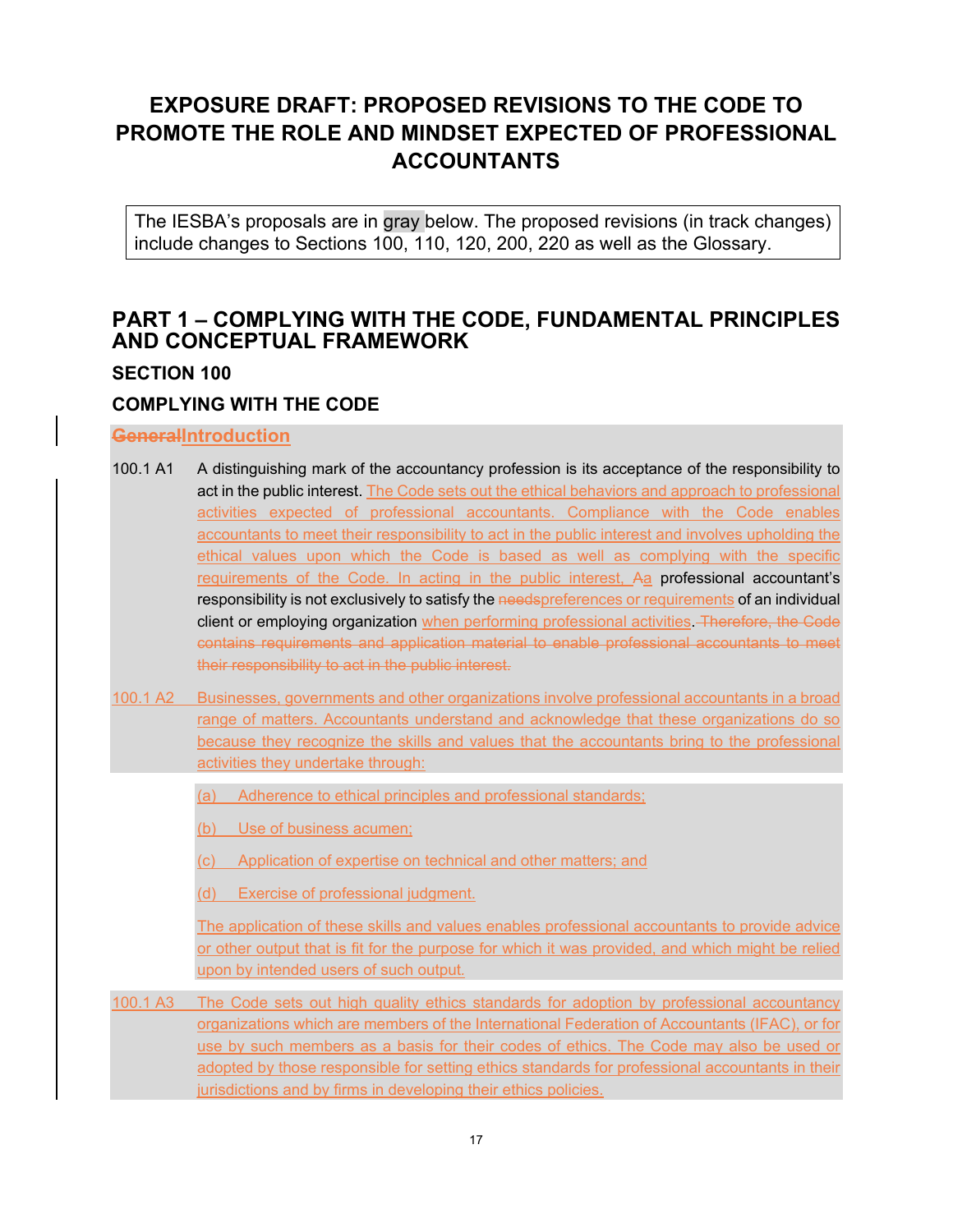# EXPOSURE DRAFT: PROPOSED REVISIONS TO THE CODE TO PROMOTE THE ROLE AND MINDSET EXPECTED OF PROFESSIONAL ACCOUNTANTS

The IESBA's proposals are in gray below. The proposed revisions (in track changes) include changes to Sections 100, 110, 120, 200, 220 as well as the Glossary.

## PART 1 – COMPLYING WITH THE CODE, FUNDAMENTAL PRINCIPLES AND CONCEPTUAL FRAMEWORK

### SECTION 100

### COMPLYING WITH THE CODE

#### ~~General~~Introduction

100.1 A1 A distinguishing mark of the accountancy profession is its acceptance of the responsibility to act in the public interest. The Code sets out the ethical behaviors and approach to professional activities expected of professional accountants. Compliance with the Code enables accountants to meet their responsibility to act in the public interest and involves upholding the ethical values upon which the Code is based as well as complying with the specific requirements of the Code. In acting in the public interest, ~~A~~a professional accountant's responsibility is not exclusively to satisfy the ~~needs~~preferences or requirements of an individual client or employing organization when performing professional activities. ~~Therefore, the Code contains requirements and application material to enable professional accountants to meet their responsibility to act in the public interest.~~

100.1 A2 Businesses, governments and other organizations involve professional accountants in a broad range of matters. Accountants understand and acknowledge that these organizations do so because they recognize the skills and values that the accountants bring to the professional activities they undertake through:

(a) Adherence to ethical principles and professional standards;

(b) Use of business acumen;

(c) Application of expertise on technical and other matters; and

(d) Exercise of professional judgment.

The application of these skills and values enables professional accountants to provide advice or other output that is fit for the purpose for which it was provided, and which might be relied upon by intended users of such output.

100.1 A3 The Code sets out high quality ethics standards for adoption by professional accountancy organizations which are members of the International Federation of Accountants (IFAC), or for use by such members as a basis for their codes of ethics. The Code may also be used or adopted by those responsible for setting ethics standards for professional accountants in their jurisdictions and by firms in developing their ethics policies.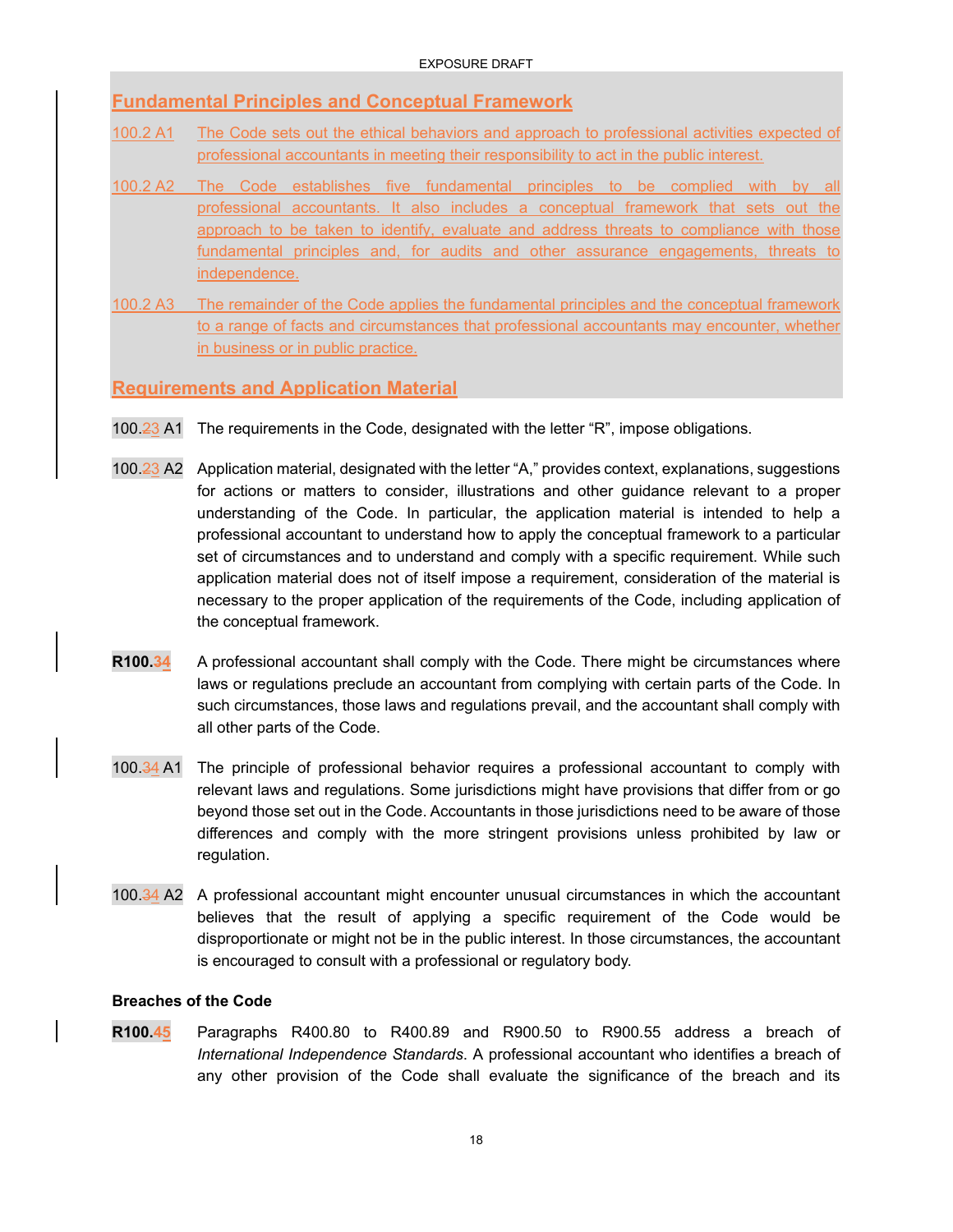## Fundamental Principles and Conceptual Framework

100.2 A1 The Code sets out the ethical behaviors and approach to professional activities expected of professional accountants in meeting their responsibility to act in the public interest.

100.2 A2 The Code establishes five fundamental principles to be complied with by all professional accountants. It also includes a conceptual framework that sets out the approach to be taken to identify, evaluate and address threats to compliance with those fundamental principles and, for audits and other assurance engagements, threats to independence.

100.2 A3 The remainder of the Code applies the fundamental principles and the conceptual framework to a range of facts and circumstances that professional accountants may encounter, whether in business or in public practice.

## Requirements and Application Material

100.~~2~~3 A1 The requirements in the Code, designated with the letter "R", impose obligations.

100.~~2~~3 A2 Application material, designated with the letter "A," provides context, explanations, suggestions for actions or matters to consider, illustrations and other guidance relevant to a proper understanding of the Code. In particular, the application material is intended to help a professional accountant to understand how to apply the conceptual framework to a particular set of circumstances and to understand and comply with a specific requirement. While such application material does not of itself impose a requirement, consideration of the material is necessary to the proper application of the requirements of the Code, including application of the conceptual framework.

**R100.~~3~~4** A professional accountant shall comply with the Code. There might be circumstances where laws or regulations preclude an accountant from complying with certain parts of the Code. In such circumstances, those laws and regulations prevail, and the accountant shall comply with all other parts of the Code.

100.~~3~~4 A1 The principle of professional behavior requires a professional accountant to comply with relevant laws and regulations. Some jurisdictions might have provisions that differ from or go beyond those set out in the Code. Accountants in those jurisdictions need to be aware of those differences and comply with the more stringent provisions unless prohibited by law or regulation.

100.~~3~~4 A2 A professional accountant might encounter unusual circumstances in which the accountant believes that the result of applying a specific requirement of the Code would be disproportionate or might not be in the public interest. In those circumstances, the accountant is encouraged to consult with a professional or regulatory body.

### Breaches of the Code

**R100.~~4~~5** Paragraphs R400.80 to R400.89 and R900.50 to R900.55 address a breach of *International Independence Standards*. A professional accountant who identifies a breach of any other provision of the Code shall evaluate the significance of the breach and its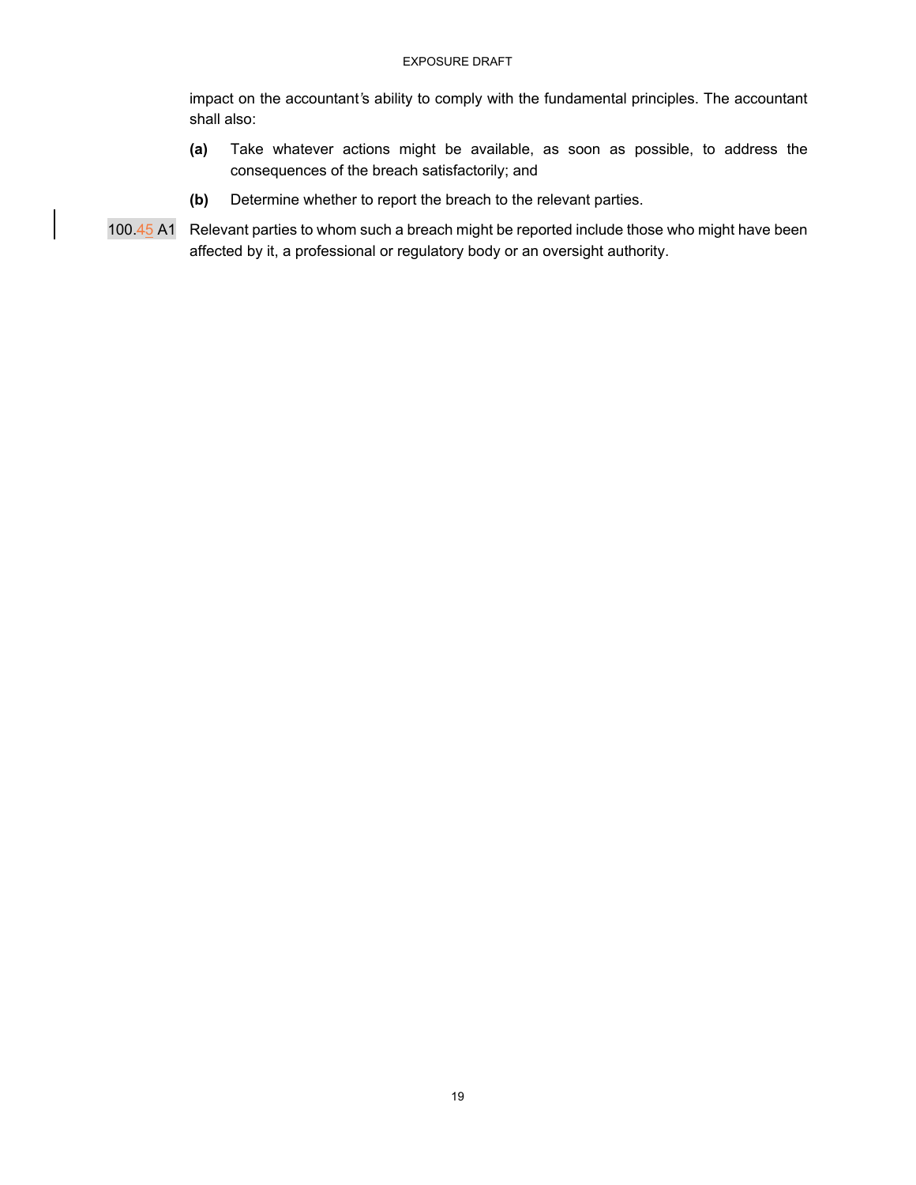impact on the accountant's ability to comply with the fundamental principles. The accountant shall also:

**(a)** Take whatever actions might be available, as soon as possible, to address the consequences of the breach satisfactorily; and

**(b)** Determine whether to report the breach to the relevant parties.

100.45 A1 Relevant parties to whom such a breach might be reported include those who might have been affected by it, a professional or regulatory body or an oversight authority.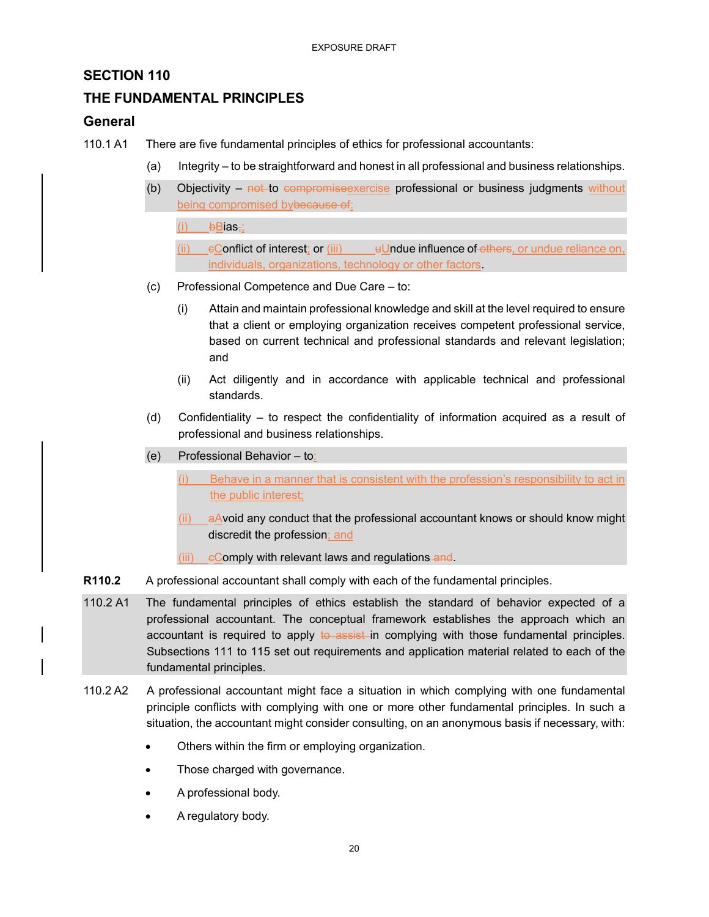## SECTION 110

## THE FUNDAMENTAL PRINCIPLES

### General

110.1 A1 There are five fundamental principles of ethics for professional accountants:

(a) Integrity – to be straightforward and honest in all professional and business relationships.

(b) Objectivity – ~~not~~ to ~~compromise~~exercise professional or business judgments without being compromised by~~because of~~:

  (i) ~~b~~Bias~~,~~;

  (ii) ~~c~~Conflict of interest; or (iii) ~~u~~Undue influence of ~~others~~, or undue reliance on, individuals, organizations, technology or other factors.

(c) Professional Competence and Due Care – to:

  (i) Attain and maintain professional knowledge and skill at the level required to ensure that a client or employing organization receives competent professional service, based on current technical and professional standards and relevant legislation; and

  (ii) Act diligently and in accordance with applicable technical and professional standards.

(d) Confidentiality – to respect the confidentiality of information acquired as a result of professional and business relationships.

(e) Professional Behavior – to:

  (i) Behave in a manner that is consistent with the profession's responsibility to act in the public interest;

  (ii) ~~a~~Avoid any conduct that the professional accountant knows or should know might discredit the profession; and

  (iii) ~~c~~Comply with relevant laws and regulations ~~and~~.

**R110.2** A professional accountant shall comply with each of the fundamental principles.

110.2 A1 The fundamental principles of ethics establish the standard of behavior expected of a professional accountant. The conceptual framework establishes the approach which an accountant is required to apply ~~to assist~~ in complying with those fundamental principles. Subsections 111 to 115 set out requirements and application material related to each of the fundamental principles.

110.2 A2 A professional accountant might face a situation in which complying with one fundamental principle conflicts with complying with one or more other fundamental principles. In such a situation, the accountant might consider consulting, on an anonymous basis if necessary, with:

- Others within the firm or employing organization.
- Those charged with governance.
- A professional body.
- A regulatory body.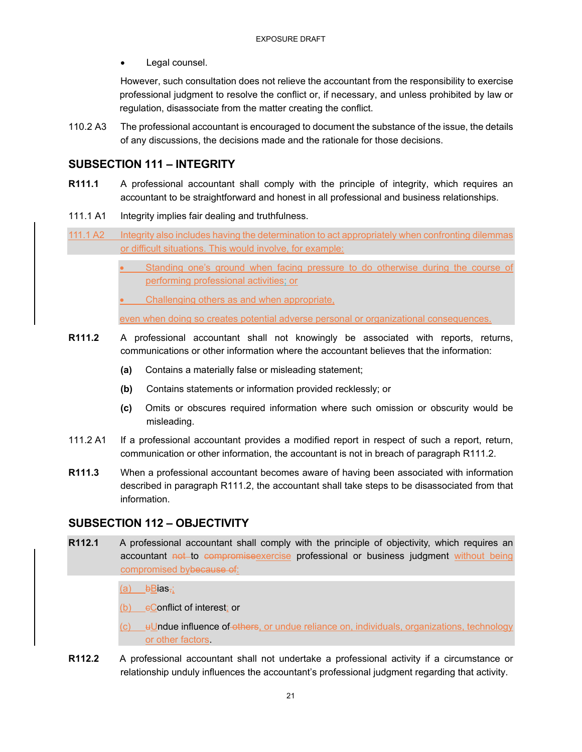- Legal counsel.

However, such consultation does not relieve the accountant from the responsibility to exercise professional judgment to resolve the conflict or, if necessary, and unless prohibited by law or regulation, disassociate from the matter creating the conflict.

110.2 A3 The professional accountant is encouraged to document the substance of the issue, the details of any discussions, the decisions made and the rationale for those decisions.

## SUBSECTION 111 – INTEGRITY

**R111.1** A professional accountant shall comply with the principle of integrity, which requires an accountant to be straightforward and honest in all professional and business relationships.

111.1 A1 Integrity implies fair dealing and truthfulness.

111.1 A2 Integrity also includes having the determination to act appropriately when confronting dilemmas or difficult situations. This would involve, for example:

- Standing one's ground when facing pressure to do otherwise during the course of performing professional activities; or
- Challenging others as and when appropriate,

even when doing so creates potential adverse personal or organizational consequences.

**R111.2** A professional accountant shall not knowingly be associated with reports, returns, communications or other information where the accountant believes that the information:

**(a)** Contains a materially false or misleading statement;

**(b)** Contains statements or information provided recklessly; or

**(c)** Omits or obscures required information where such omission or obscurity would be misleading.

111.2 A1 If a professional accountant provides a modified report in respect of such a report, return, communication or other information, the accountant is not in breach of paragraph R111.2.

**R111.3** When a professional accountant becomes aware of having been associated with information described in paragraph R111.2, the accountant shall take steps to be disassociated from that information.

## SUBSECTION 112 – OBJECTIVITY

**R112.1** A professional accountant shall comply with the principle of objectivity, which requires an accountant ~~not~~ to ~~compromise~~exercise professional or business judgment without being compromised by~~because of~~:

(a) ~~b~~Bias~~,~~;

(b) ~~c~~Conflict of interest; or

(c) ~~u~~Undue influence of ~~others~~, or undue reliance on, individuals, organizations, technology or other factors.

**R112.2** A professional accountant shall not undertake a professional activity if a circumstance or relationship unduly influences the accountant's professional judgment regarding that activity.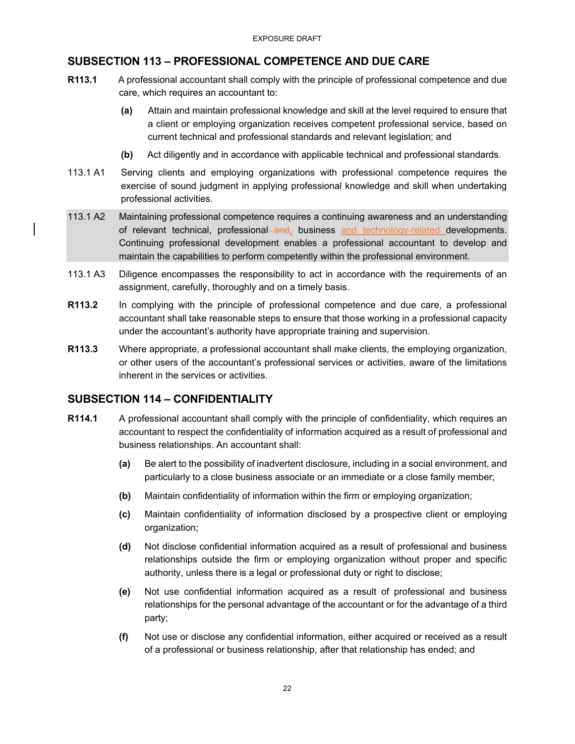## SUBSECTION 113 – PROFESSIONAL COMPETENCE AND DUE CARE

**R113.1** A professional accountant shall comply with the principle of professional competence and due care, which requires an accountant to:

- **(a)** Attain and maintain professional knowledge and skill at the level required to ensure that a client or employing organization receives competent professional service, based on current technical and professional standards and relevant legislation; and
- **(b)** Act diligently and in accordance with applicable technical and professional standards.

113.1 A1 Serving clients and employing organizations with professional competence requires the exercise of sound judgment in applying professional knowledge and skill when undertaking professional activities.

113.1 A2 Maintaining professional competence requires a continuing awareness and an understanding of relevant technical, professional ~~and~~, business and technology-related developments. Continuing professional development enables a professional accountant to develop and maintain the capabilities to perform competently within the professional environment.

113.1 A3 Diligence encompasses the responsibility to act in accordance with the requirements of an assignment, carefully, thoroughly and on a timely basis.

**R113.2** In complying with the principle of professional competence and due care, a professional accountant shall take reasonable steps to ensure that those working in a professional capacity under the accountant's authority have appropriate training and supervision.

**R113.3** Where appropriate, a professional accountant shall make clients, the employing organization, or other users of the accountant's professional services or activities, aware of the limitations inherent in the services or activities.

## SUBSECTION 114 – CONFIDENTIALITY

**R114.1** A professional accountant shall comply with the principle of confidentiality, which requires an accountant to respect the confidentiality of information acquired as a result of professional and business relationships. An accountant shall:

- **(a)** Be alert to the possibility of inadvertent disclosure, including in a social environment, and particularly to a close business associate or an immediate or a close family member;
- **(b)** Maintain confidentiality of information within the firm or employing organization;
- **(c)** Maintain confidentiality of information disclosed by a prospective client or employing organization;
- **(d)** Not disclose confidential information acquired as a result of professional and business relationships outside the firm or employing organization without proper and specific authority, unless there is a legal or professional duty or right to disclose;
- **(e)** Not use confidential information acquired as a result of professional and business relationships for the personal advantage of the accountant or for the advantage of a third party;
- **(f)** Not use or disclose any confidential information, either acquired or received as a result of a professional or business relationship, after that relationship has ended; and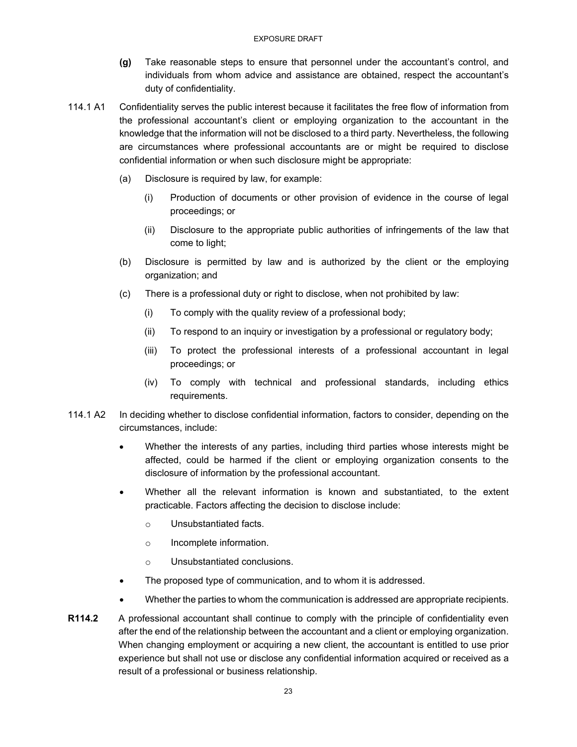**(g)** Take reasonable steps to ensure that personnel under the accountant's control, and individuals from whom advice and assistance are obtained, respect the accountant's duty of confidentiality.

114.1 A1 Confidentiality serves the public interest because it facilitates the free flow of information from the professional accountant's client or employing organization to the accountant in the knowledge that the information will not be disclosed to a third party. Nevertheless, the following are circumstances where professional accountants are or might be required to disclose confidential information or when such disclosure might be appropriate:

(a) Disclosure is required by law, for example:

  (i) Production of documents or other provision of evidence in the course of legal proceedings; or

  (ii) Disclosure to the appropriate public authorities of infringements of the law that come to light;

(b) Disclosure is permitted by law and is authorized by the client or the employing organization; and

(c) There is a professional duty or right to disclose, when not prohibited by law:

  (i) To comply with the quality review of a professional body;

  (ii) To respond to an inquiry or investigation by a professional or regulatory body;

  (iii) To protect the professional interests of a professional accountant in legal proceedings; or

  (iv) To comply with technical and professional standards, including ethics requirements.

114.1 A2 In deciding whether to disclose confidential information, factors to consider, depending on the circumstances, include:

- Whether the interests of any parties, including third parties whose interests might be affected, could be harmed if the client or employing organization consents to the disclosure of information by the professional accountant.
- Whether all the relevant information is known and substantiated, to the extent practicable. Factors affecting the decision to disclose include:
  - Unsubstantiated facts.
  - Incomplete information.
  - Unsubstantiated conclusions.
- The proposed type of communication, and to whom it is addressed.
- Whether the parties to whom the communication is addressed are appropriate recipients.

**R114.2** A professional accountant shall continue to comply with the principle of confidentiality even after the end of the relationship between the accountant and a client or employing organization. When changing employment or acquiring a new client, the accountant is entitled to use prior experience but shall not use or disclose any confidential information acquired or received as a result of a professional or business relationship.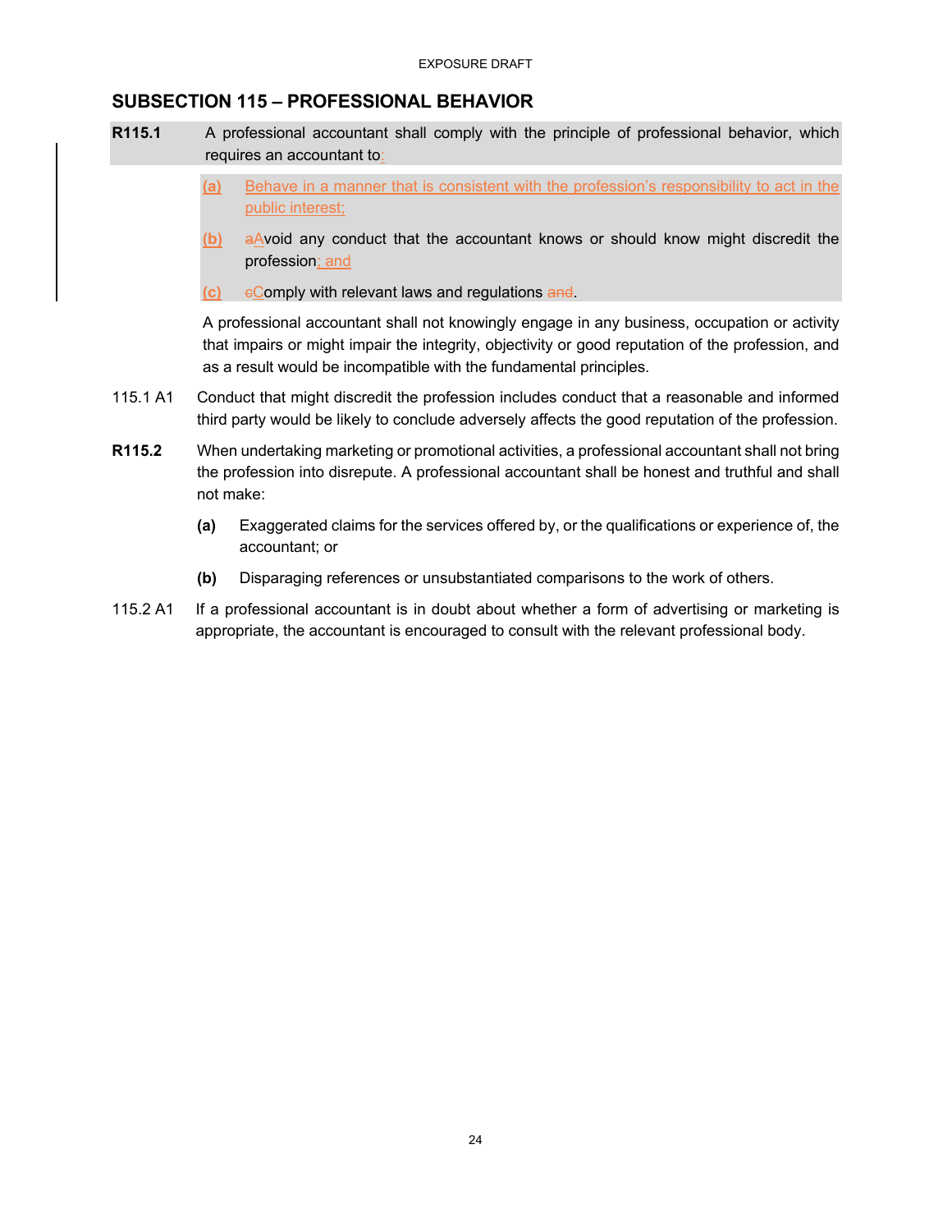## SUBSECTION 115 – PROFESSIONAL BEHAVIOR

**R115.1** A professional accountant shall comply with the principle of professional behavior, which requires an accountant to:

**(a)** Behave in a manner that is consistent with the profession's responsibility to act in the public interest;

**(b)** aAvoid any conduct that the accountant knows or should know might discredit the profession; and

**(c)** cComply with relevant laws and regulations and.

A professional accountant shall not knowingly engage in any business, occupation or activity that impairs or might impair the integrity, objectivity or good reputation of the profession, and as a result would be incompatible with the fundamental principles.

115.1 A1 Conduct that might discredit the profession includes conduct that a reasonable and informed third party would be likely to conclude adversely affects the good reputation of the profession.

**R115.2** When undertaking marketing or promotional activities, a professional accountant shall not bring the profession into disrepute. A professional accountant shall be honest and truthful and shall not make:

**(a)** Exaggerated claims for the services offered by, or the qualifications or experience of, the accountant; or

**(b)** Disparaging references or unsubstantiated comparisons to the work of others.

115.2 A1 If a professional accountant is in doubt about whether a form of advertising or marketing is appropriate, the accountant is encouraged to consult with the relevant professional body.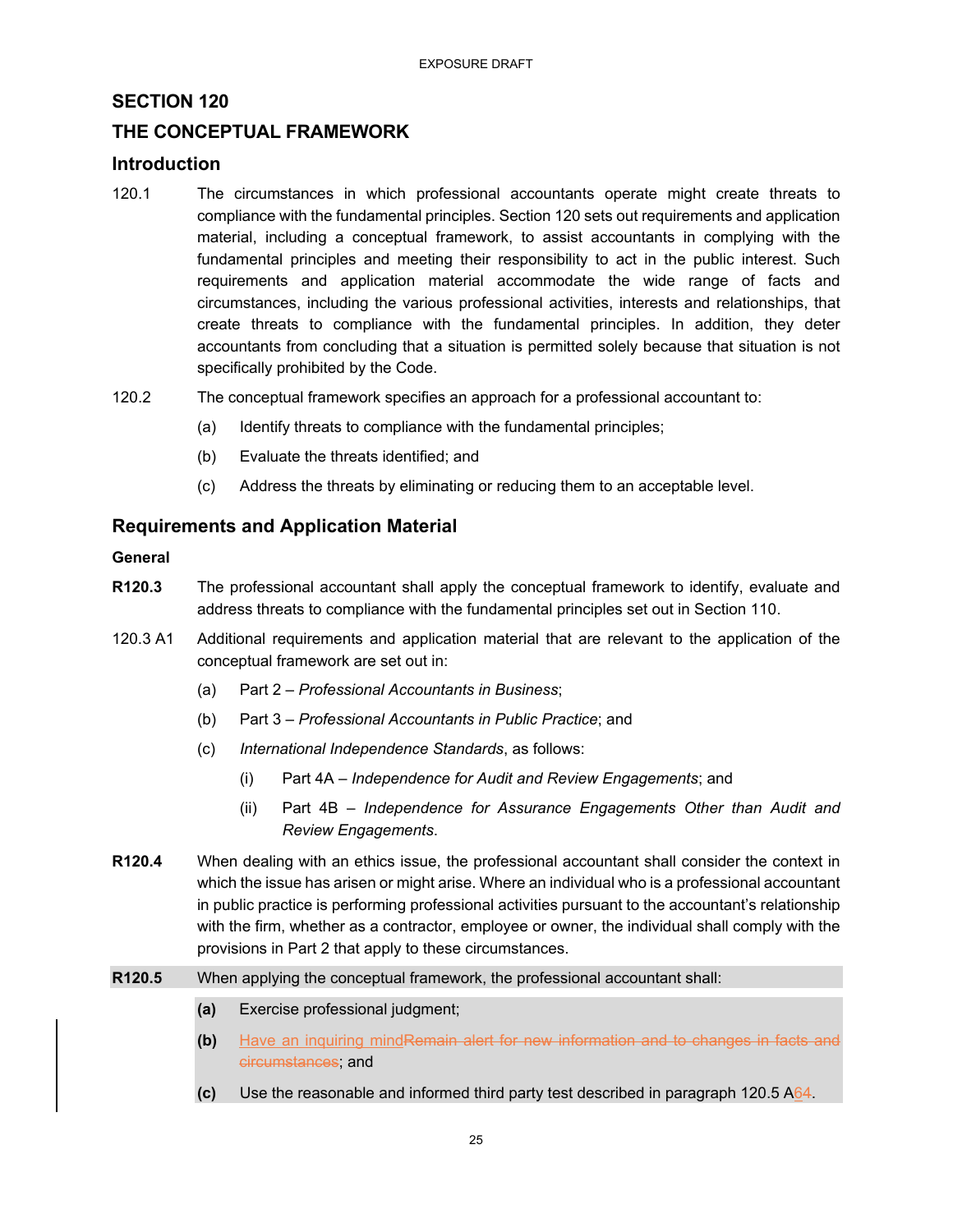## SECTION 120

## THE CONCEPTUAL FRAMEWORK

### Introduction

120.1 The circumstances in which professional accountants operate might create threats to compliance with the fundamental principles. Section 120 sets out requirements and application material, including a conceptual framework, to assist accountants in complying with the fundamental principles and meeting their responsibility to act in the public interest. Such requirements and application material accommodate the wide range of facts and circumstances, including the various professional activities, interests and relationships, that create threats to compliance with the fundamental principles. In addition, they deter accountants from concluding that a situation is permitted solely because that situation is not specifically prohibited by the Code.

120.2 The conceptual framework specifies an approach for a professional accountant to:

(a) Identify threats to compliance with the fundamental principles;

(b) Evaluate the threats identified; and

(c) Address the threats by eliminating or reducing them to an acceptable level.

### Requirements and Application Material

**General**

**R120.3** The professional accountant shall apply the conceptual framework to identify, evaluate and address threats to compliance with the fundamental principles set out in Section 110.

120.3 A1 Additional requirements and application material that are relevant to the application of the conceptual framework are set out in:

(a) Part 2 – *Professional Accountants in Business*;

(b) Part 3 – *Professional Accountants in Public Practice*; and

(c) *International Independence Standards*, as follows:

(i) Part 4A – *Independence for Audit and Review Engagements*; and

(ii) Part 4B – *Independence for Assurance Engagements Other than Audit and Review Engagements*.

**R120.4** When dealing with an ethics issue, the professional accountant shall consider the context in which the issue has arisen or might arise. Where an individual who is a professional accountant in public practice is performing professional activities pursuant to the accountant's relationship with the firm, whether as a contractor, employee or owner, the individual shall comply with the provisions in Part 2 that apply to these circumstances.

**R120.5** When applying the conceptual framework, the professional accountant shall:

**(a)** Exercise professional judgment;

**(b)** Have an inquiring mind~~Remain alert for new information and to changes in facts and circumstances~~; and

**(c)** Use the reasonable and informed third party test described in paragraph 120.5 A6~~4~~.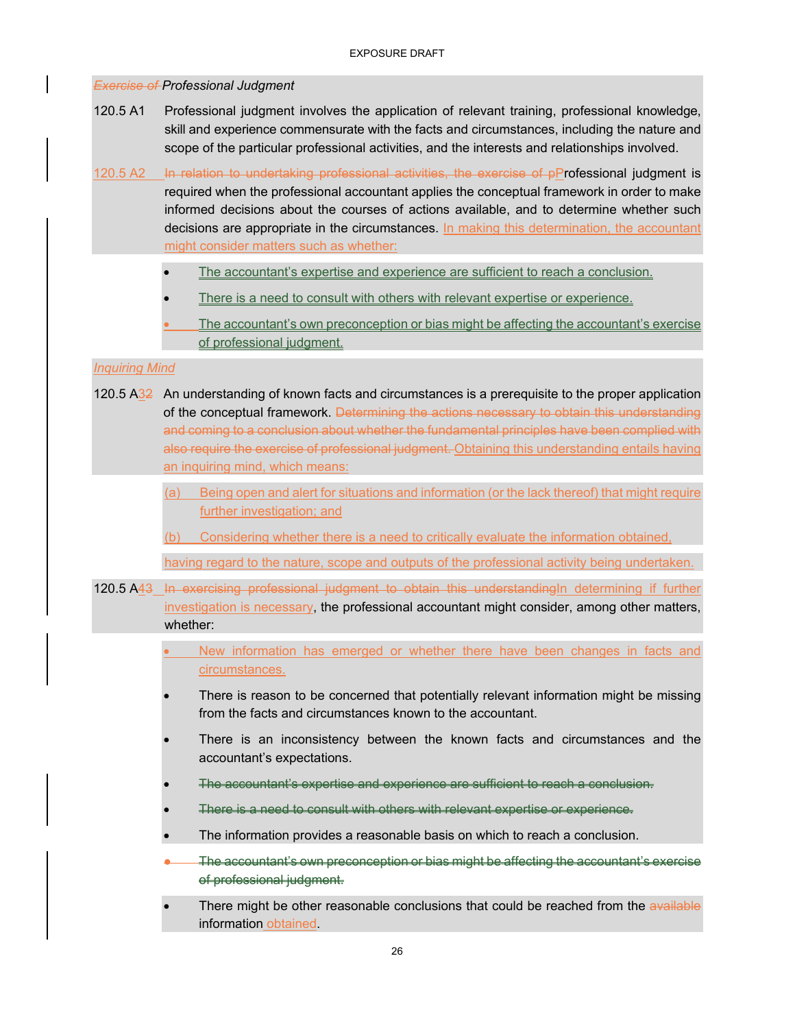~~*Exercise of*~~ *Professional Judgment*

120.5 A1 Professional judgment involves the application of relevant training, professional knowledge, skill and experience commensurate with the facts and circumstances, including the nature and scope of the particular professional activities, and the interests and relationships involved.

<u>120.5 A2</u> ~~In relation to undertaking professional activities, the exercise of p~~<u>P</u>rofessional judgment is required when the professional accountant applies the conceptual framework in order to make informed decisions about the courses of actions available, and to determine whether such decisions are appropriate in the circumstances. <u>In making this determination, the accountant might consider matters such as whether:</u>

- <u>The accountant's expertise and experience are sufficient to reach a conclusion.</u>
- <u>There is a need to consult with others with relevant expertise or experience.</u>
- <u>The accountant's own preconception or bias might be affecting the accountant's exercise of professional judgment.</u>

<u>*Inquiring Mind*</u>

120.5 A<u>3</u>~~2~~ An understanding of known facts and circumstances is a prerequisite to the proper application of the conceptual framework. ~~Determining the actions necessary to obtain this understanding and coming to a conclusion about whether the fundamental principles have been complied with also require the exercise of professional judgment.~~ <u>Obtaining this understanding entails having an inquiring mind, which means:</u>

<u>(a) Being open and alert for situations and information (or the lack thereof) that might require further investigation; and</u>

<u>(b) Considering whether there is a need to critically evaluate the information obtained,</u>

<u>having regard to the nature, scope and outputs of the professional activity being undertaken.</u>

120.5 A<u>4</u>~~3~~ ~~In exercising professional judgment to obtain this understanding~~<u>In determining if further investigation is necessary</u>, the professional accountant might consider, among other matters, whether:

- <u>New information has emerged or whether there have been changes in facts and circumstances.</u>
- There is reason to be concerned that potentially relevant information might be missing from the facts and circumstances known to the accountant.
- There is an inconsistency between the known facts and circumstances and the accountant's expectations.
- ~~The accountant's expertise and experience are sufficient to reach a conclusion.~~
- ~~There is a need to consult with others with relevant expertise or experience.~~
- The information provides a reasonable basis on which to reach a conclusion.
- ~~The accountant's own preconception or bias might be affecting the accountant's exercise of professional judgment.~~
- There might be other reasonable conclusions that could be reached from the ~~available~~ information <u>obtained</u>.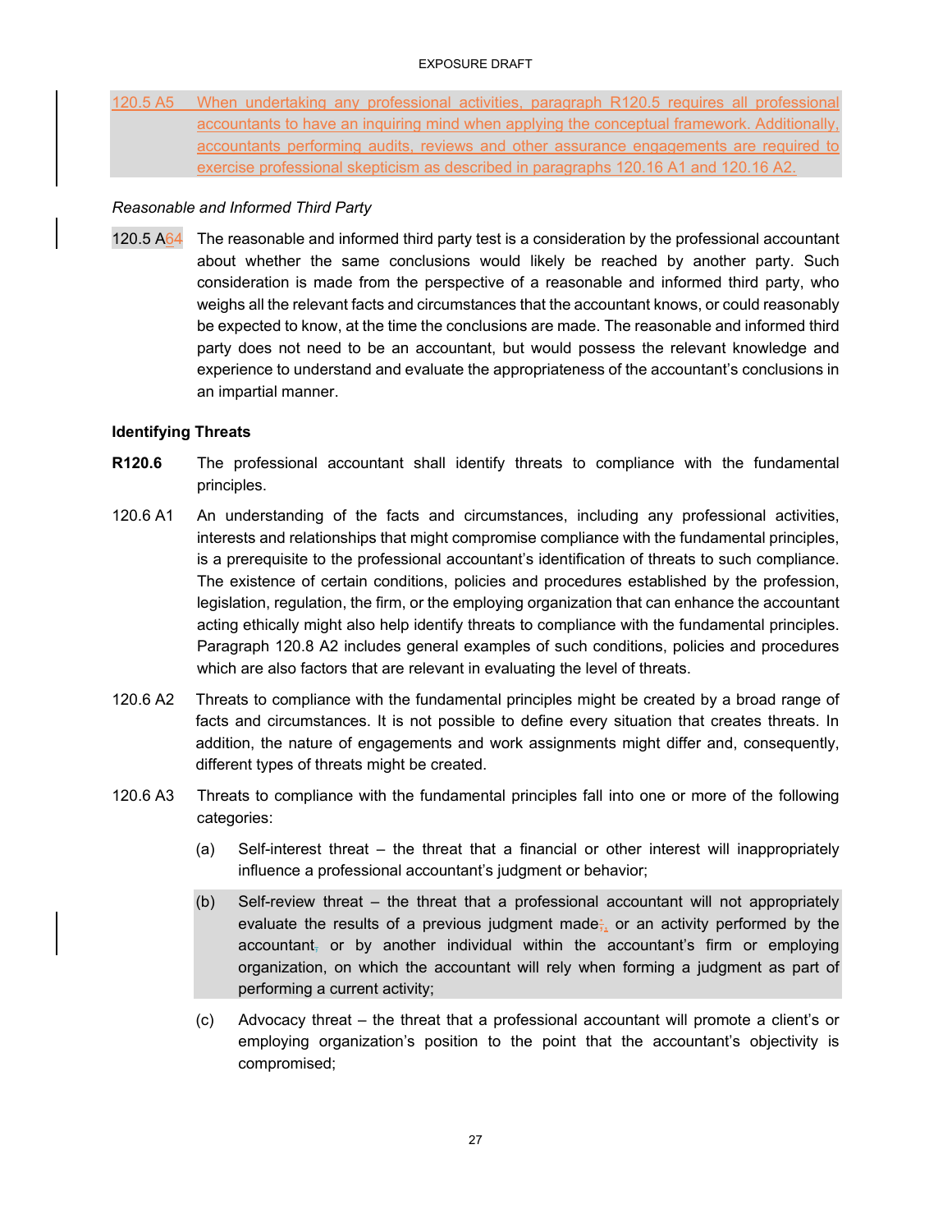120.5 A5 When undertaking any professional activities, paragraph R120.5 requires all professional accountants to have an inquiring mind when applying the conceptual framework. Additionally, accountants performing audits, reviews and other assurance engagements are required to exercise professional skepticism as described in paragraphs 120.16 A1 and 120.16 A2.

*Reasonable and Informed Third Party*

120.5 A64 The reasonable and informed third party test is a consideration by the professional accountant about whether the same conclusions would likely be reached by another party. Such consideration is made from the perspective of a reasonable and informed third party, who weighs all the relevant facts and circumstances that the accountant knows, or could reasonably be expected to know, at the time the conclusions are made. The reasonable and informed third party does not need to be an accountant, but would possess the relevant knowledge and experience to understand and evaluate the appropriateness of the accountant's conclusions in an impartial manner.

**Identifying Threats**

**R120.6** The professional accountant shall identify threats to compliance with the fundamental principles.

120.6 A1 An understanding of the facts and circumstances, including any professional activities, interests and relationships that might compromise compliance with the fundamental principles, is a prerequisite to the professional accountant's identification of threats to such compliance. The existence of certain conditions, policies and procedures established by the profession, legislation, regulation, the firm, or the employing organization that can enhance the accountant acting ethically might also help identify threats to compliance with the fundamental principles. Paragraph 120.8 A2 includes general examples of such conditions, policies and procedures which are also factors that are relevant in evaluating the level of threats.

120.6 A2 Threats to compliance with the fundamental principles might be created by a broad range of facts and circumstances. It is not possible to define every situation that creates threats. In addition, the nature of engagements and work assignments might differ and, consequently, different types of threats might be created.

120.6 A3 Threats to compliance with the fundamental principles fall into one or more of the following categories:

(a) Self-interest threat – the threat that a financial or other interest will inappropriately influence a professional accountant's judgment or behavior;

(b) Self-review threat – the threat that a professional accountant will not appropriately evaluate the results of a previous judgment made;, or an activity performed by the accountant, or by another individual within the accountant's firm or employing organization, on which the accountant will rely when forming a judgment as part of performing a current activity;

(c) Advocacy threat – the threat that a professional accountant will promote a client's or employing organization's position to the point that the accountant's objectivity is compromised;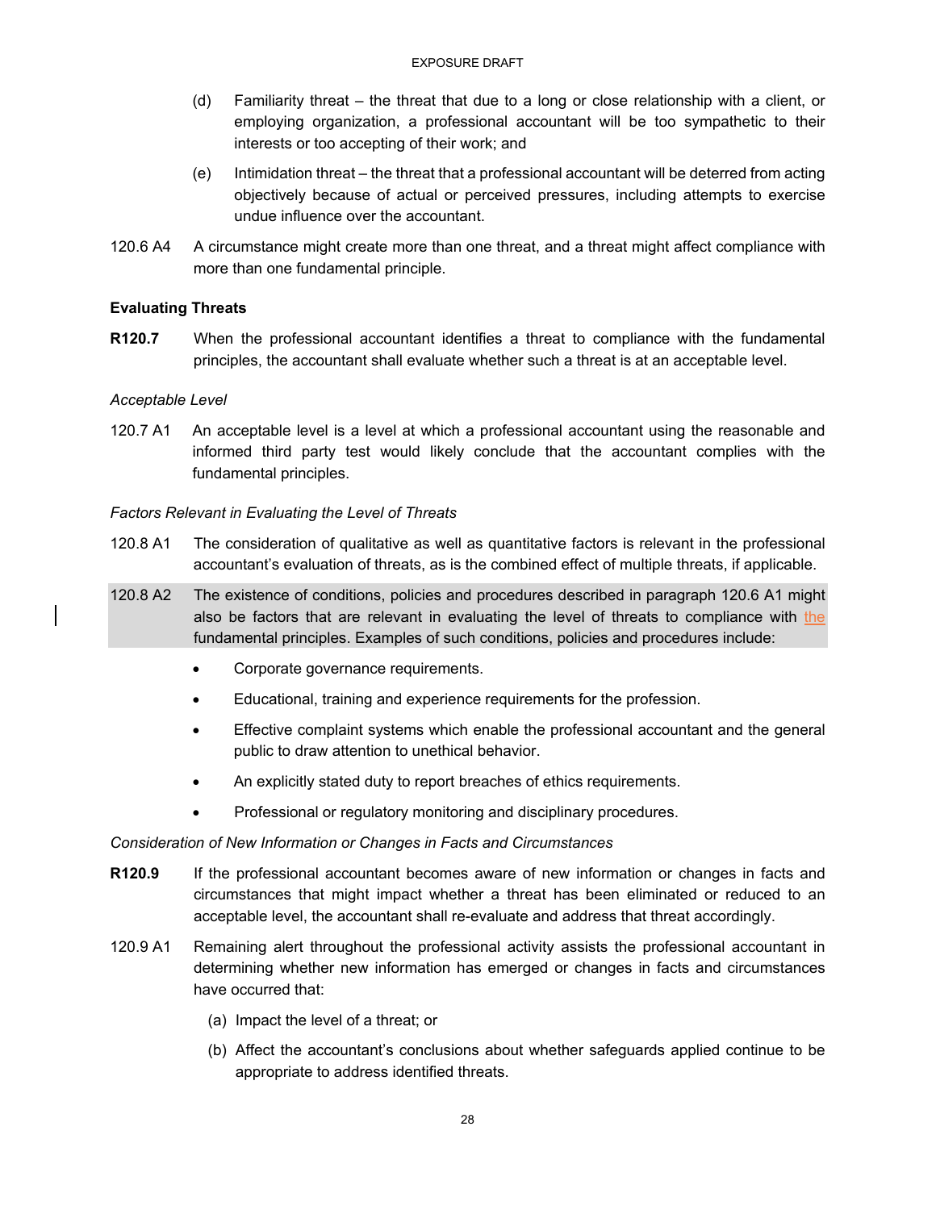(d) Familiarity threat – the threat that due to a long or close relationship with a client, or employing organization, a professional accountant will be too sympathetic to their interests or too accepting of their work; and

(e) Intimidation threat – the threat that a professional accountant will be deterred from acting objectively because of actual or perceived pressures, including attempts to exercise undue influence over the accountant.

120.6 A4 A circumstance might create more than one threat, and a threat might affect compliance with more than one fundamental principle.

**Evaluating Threats**

**R120.7** When the professional accountant identifies a threat to compliance with the fundamental principles, the accountant shall evaluate whether such a threat is at an acceptable level.

*Acceptable Level*

120.7 A1 An acceptable level is a level at which a professional accountant using the reasonable and informed third party test would likely conclude that the accountant complies with the fundamental principles.

*Factors Relevant in Evaluating the Level of Threats*

120.8 A1 The consideration of qualitative as well as quantitative factors is relevant in the professional accountant's evaluation of threats, as is the combined effect of multiple threats, if applicable.

120.8 A2 The existence of conditions, policies and procedures described in paragraph 120.6 A1 might also be factors that are relevant in evaluating the level of threats to compliance with the fundamental principles. Examples of such conditions, policies and procedures include:

- Corporate governance requirements.
- Educational, training and experience requirements for the profession.
- Effective complaint systems which enable the professional accountant and the general public to draw attention to unethical behavior.
- An explicitly stated duty to report breaches of ethics requirements.
- Professional or regulatory monitoring and disciplinary procedures.

*Consideration of New Information or Changes in Facts and Circumstances*

**R120.9** If the professional accountant becomes aware of new information or changes in facts and circumstances that might impact whether a threat has been eliminated or reduced to an acceptable level, the accountant shall re-evaluate and address that threat accordingly.

120.9 A1 Remaining alert throughout the professional activity assists the professional accountant in determining whether new information has emerged or changes in facts and circumstances have occurred that:

(a) Impact the level of a threat; or

(b) Affect the accountant's conclusions about whether safeguards applied continue to be appropriate to address identified threats.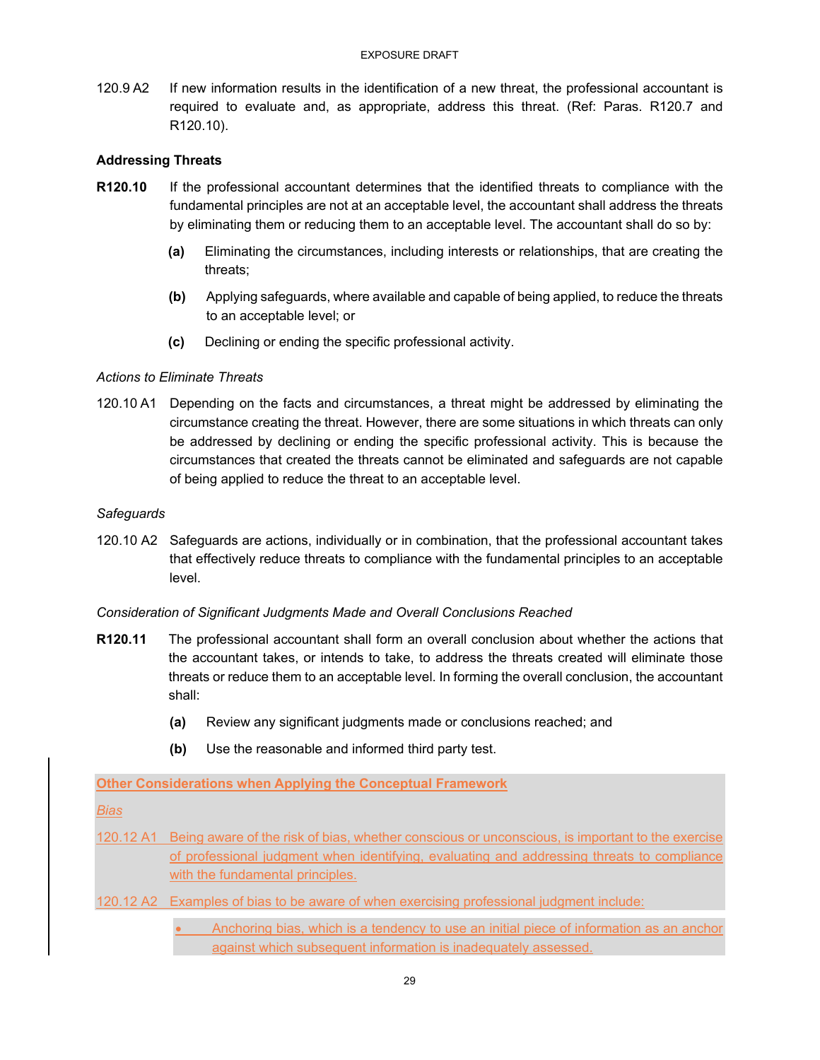120.9 A2 If new information results in the identification of a new threat, the professional accountant is required to evaluate and, as appropriate, address this threat. (Ref: Paras. R120.7 and R120.10).

**Addressing Threats**

**R120.10** If the professional accountant determines that the identified threats to compliance with the fundamental principles are not at an acceptable level, the accountant shall address the threats by eliminating them or reducing them to an acceptable level. The accountant shall do so by:

- **(a)** Eliminating the circumstances, including interests or relationships, that are creating the threats;
- **(b)** Applying safeguards, where available and capable of being applied, to reduce the threats to an acceptable level; or
- **(c)** Declining or ending the specific professional activity.

*Actions to Eliminate Threats*

120.10 A1 Depending on the facts and circumstances, a threat might be addressed by eliminating the circumstance creating the threat. However, there are some situations in which threats can only be addressed by declining or ending the specific professional activity. This is because the circumstances that created the threats cannot be eliminated and safeguards are not capable of being applied to reduce the threat to an acceptable level.

*Safeguards*

120.10 A2 Safeguards are actions, individually or in combination, that the professional accountant takes that effectively reduce threats to compliance with the fundamental principles to an acceptable level.

*Consideration of Significant Judgments Made and Overall Conclusions Reached*

**R120.11** The professional accountant shall form an overall conclusion about whether the actions that the accountant takes, or intends to take, to address the threats created will eliminate those threats or reduce them to an acceptable level. In forming the overall conclusion, the accountant shall:

- **(a)** Review any significant judgments made or conclusions reached; and
- **(b)** Use the reasonable and informed third party test.

**Other Considerations when Applying the Conceptual Framework**

*Bias*

120.12 A1 Being aware of the risk of bias, whether conscious or unconscious, is important to the exercise of professional judgment when identifying, evaluating and addressing threats to compliance with the fundamental principles.

120.12 A2 Examples of bias to be aware of when exercising professional judgment include:

- Anchoring bias, which is a tendency to use an initial piece of information as an anchor against which subsequent information is inadequately assessed.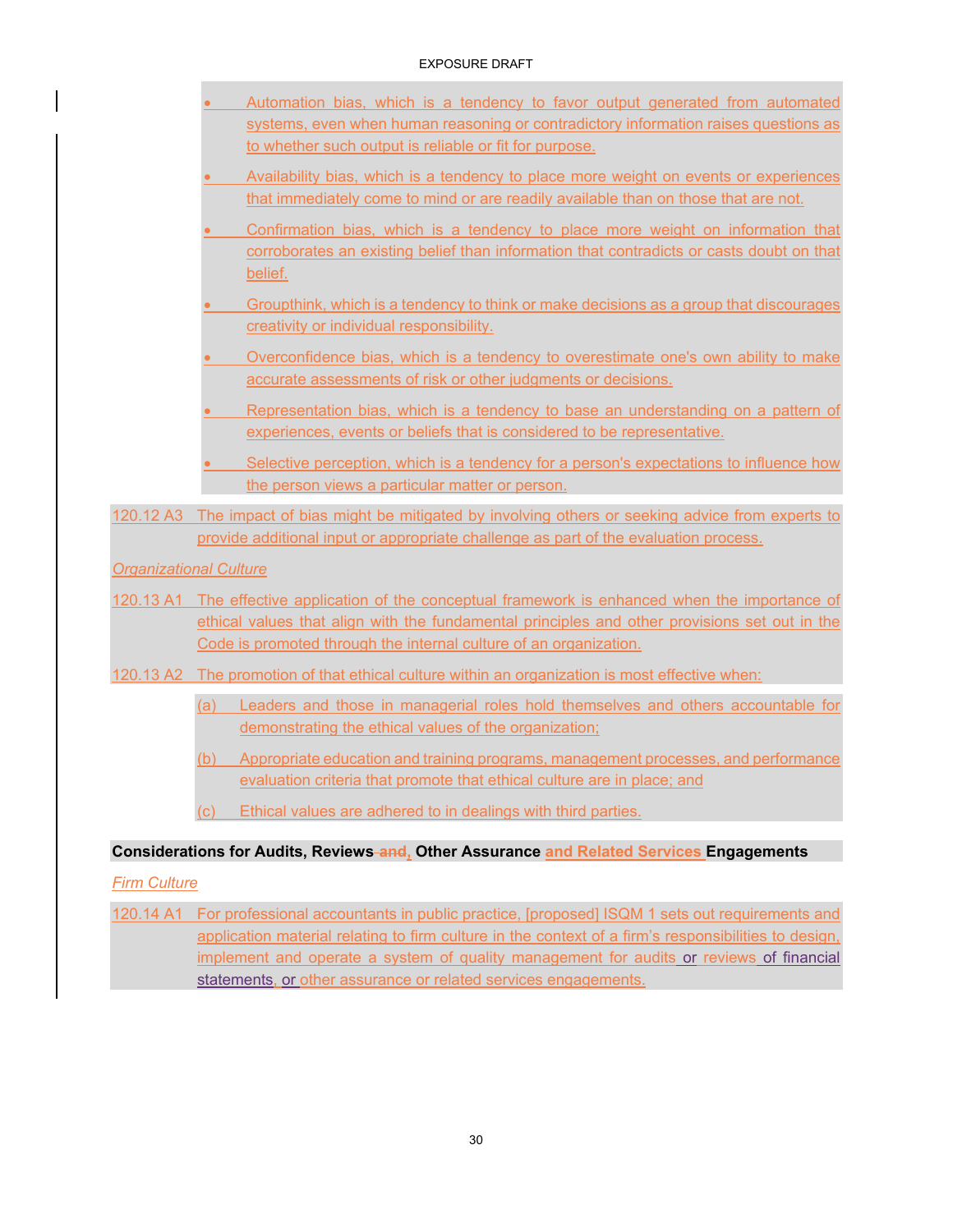- Automation bias, which is a tendency to favor output generated from automated systems, even when human reasoning or contradictory information raises questions as to whether such output is reliable or fit for purpose.
- Availability bias, which is a tendency to place more weight on events or experiences that immediately come to mind or are readily available than on those that are not.
- Confirmation bias, which is a tendency to place more weight on information that corroborates an existing belief than information that contradicts or casts doubt on that belief.
- Groupthink, which is a tendency to think or make decisions as a group that discourages creativity or individual responsibility.
- Overconfidence bias, which is a tendency to overestimate one's own ability to make accurate assessments of risk or other judgments or decisions.
- Representation bias, which is a tendency to base an understanding on a pattern of experiences, events or beliefs that is considered to be representative.
- Selective perception, which is a tendency for a person's expectations to influence how the person views a particular matter or person.

120.12 A3 The impact of bias might be mitigated by involving others or seeking advice from experts to provide additional input or appropriate challenge as part of the evaluation process.

*Organizational Culture*

120.13 A1 The effective application of the conceptual framework is enhanced when the importance of ethical values that align with the fundamental principles and other provisions set out in the Code is promoted through the internal culture of an organization.

120.13 A2 The promotion of that ethical culture within an organization is most effective when:

(a) Leaders and those in managerial roles hold themselves and others accountable for demonstrating the ethical values of the organization;

(b) Appropriate education and training programs, management processes, and performance evaluation criteria that promote that ethical culture are in place; and

(c) Ethical values are adhered to in dealings with third parties.

**Considerations for Audits, Reviews ~~and~~, Other Assurance and Related Services Engagements**

*Firm Culture*

120.14 A1 For professional accountants in public practice, [proposed] ISQM 1 sets out requirements and application material relating to firm culture in the context of a firm's responsibilities to design, implement and operate a system of quality management for audits or reviews of financial statements, or other assurance or related services engagements.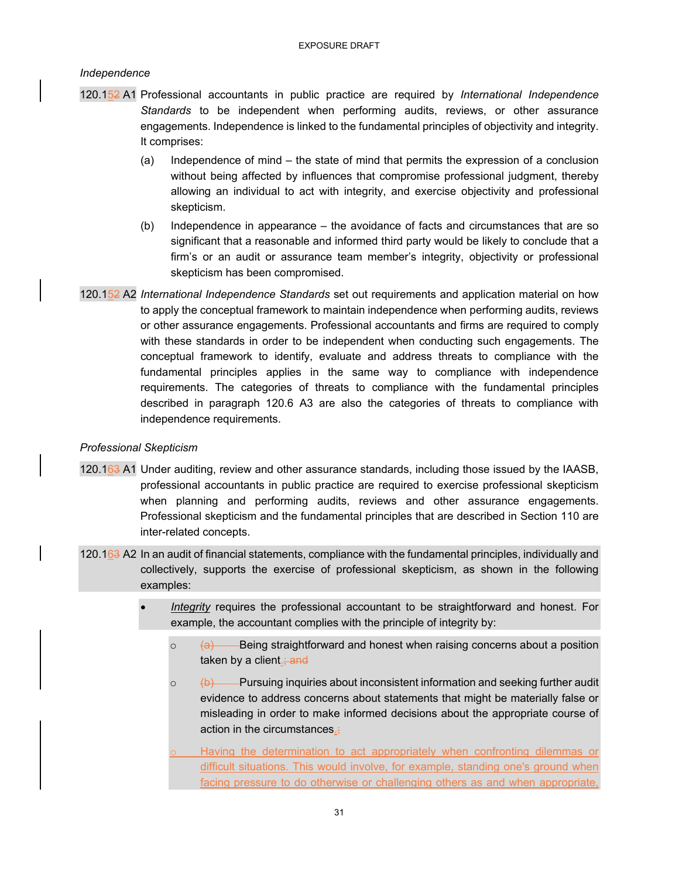*Independence*

120.152 A1 Professional accountants in public practice are required by *International Independence Standards* to be independent when performing audits, reviews, or other assurance engagements. Independence is linked to the fundamental principles of objectivity and integrity. It comprises:

(a) Independence of mind – the state of mind that permits the expression of a conclusion without being affected by influences that compromise professional judgment, thereby allowing an individual to act with integrity, and exercise objectivity and professional skepticism.

(b) Independence in appearance – the avoidance of facts and circumstances that are so significant that a reasonable and informed third party would be likely to conclude that a firm's or an audit or assurance team member's integrity, objectivity or professional skepticism has been compromised.

120.152 A2 *International Independence Standards* set out requirements and application material on how to apply the conceptual framework to maintain independence when performing audits, reviews or other assurance engagements. Professional accountants and firms are required to comply with these standards in order to be independent when conducting such engagements. The conceptual framework to identify, evaluate and address threats to compliance with the fundamental principles applies in the same way to compliance with independence requirements. The categories of threats to compliance with the fundamental principles described in paragraph 120.6 A3 are also the categories of threats to compliance with independence requirements.

*Professional Skepticism*

120.163 A1 Under auditing, review and other assurance standards, including those issued by the IAASB, professional accountants in public practice are required to exercise professional skepticism when planning and performing audits, reviews and other assurance engagements. Professional skepticism and the fundamental principles that are described in Section 110 are inter-related concepts.

120.163 A2 In an audit of financial statements, compliance with the fundamental principles, individually and collectively, supports the exercise of professional skepticism, as shown in the following examples:

- *Integrity* requires the professional accountant to be straightforward and honest. For example, the accountant complies with the principle of integrity by:
  - (a) Being straightforward and honest when raising concerns about a position taken by a client.; and
  - (b) Pursuing inquiries about inconsistent information and seeking further audit evidence to address concerns about statements that might be materially false or misleading in order to make informed decisions about the appropriate course of action in the circumstances.;
  - Having the determination to act appropriately when confronting dilemmas or difficult situations. This would involve, for example, standing one's ground when facing pressure to do otherwise or challenging others as and when appropriate,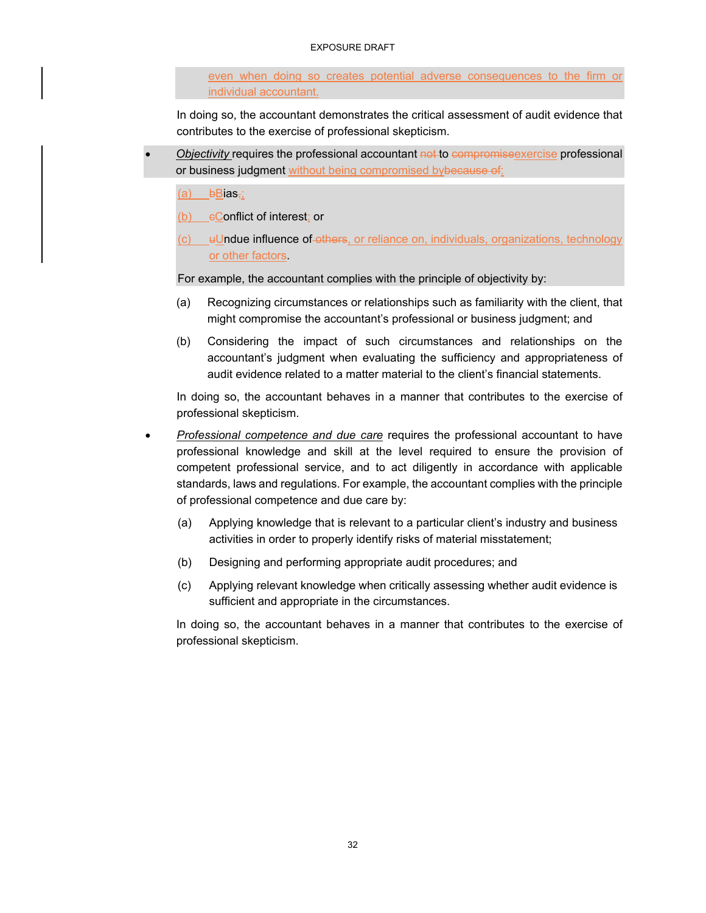even when doing so creates potential adverse consequences to the firm or individual accountant.

In doing so, the accountant demonstrates the critical assessment of audit evidence that contributes to the exercise of professional skepticism.

- *Objectivity* requires the professional accountant ~~not~~ to ~~compromise~~exercise professional or business judgment without being compromised by~~because of~~:

  (a) ~~b~~Bias~~,~~;

  (b) ~~c~~Conflict of interest; or

  (c) ~~u~~Undue influence of ~~others~~, or reliance on, individuals, organizations, technology or other factors.

  For example, the accountant complies with the principle of objectivity by:

  (a) Recognizing circumstances or relationships such as familiarity with the client, that might compromise the accountant's professional or business judgment; and

  (b) Considering the impact of such circumstances and relationships on the accountant's judgment when evaluating the sufficiency and appropriateness of audit evidence related to a matter material to the client's financial statements.

  In doing so, the accountant behaves in a manner that contributes to the exercise of professional skepticism.

- *Professional competence and due care* requires the professional accountant to have professional knowledge and skill at the level required to ensure the provision of competent professional service, and to act diligently in accordance with applicable standards, laws and regulations. For example, the accountant complies with the principle of professional competence and due care by:

  (a) Applying knowledge that is relevant to a particular client's industry and business activities in order to properly identify risks of material misstatement;

  (b) Designing and performing appropriate audit procedures; and

  (c) Applying relevant knowledge when critically assessing whether audit evidence is sufficient and appropriate in the circumstances.

  In doing so, the accountant behaves in a manner that contributes to the exercise of professional skepticism.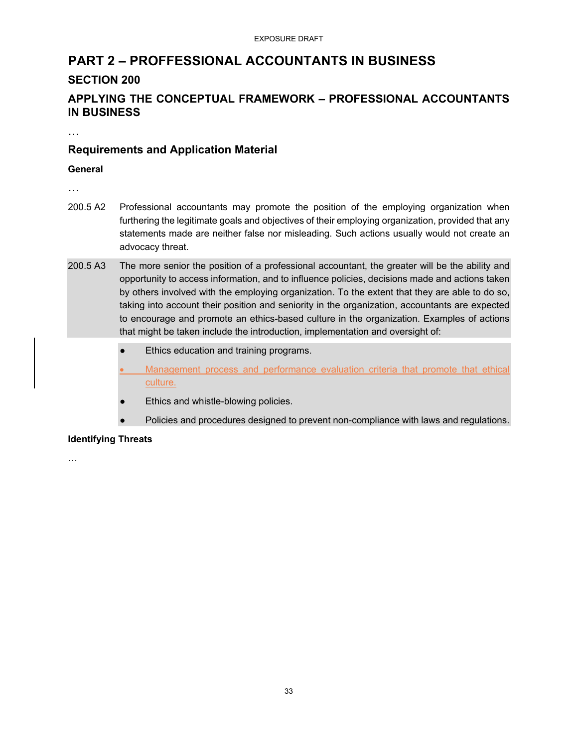# PART 2 – PROFFESSIONAL ACCOUNTANTS IN BUSINESS

## SECTION 200

## APPLYING THE CONCEPTUAL FRAMEWORK – PROFESSIONAL ACCOUNTANTS IN BUSINESS

…

### Requirements and Application Material

**General**

…

200.5 A2 Professional accountants may promote the position of the employing organization when furthering the legitimate goals and objectives of their employing organization, provided that any statements made are neither false nor misleading. Such actions usually would not create an advocacy threat.

200.5 A3 The more senior the position of a professional accountant, the greater will be the ability and opportunity to access information, and to influence policies, decisions made and actions taken by others involved with the employing organization. To the extent that they are able to do so, taking into account their position and seniority in the organization, accountants are expected to encourage and promote an ethics-based culture in the organization. Examples of actions that might be taken include the introduction, implementation and oversight of:

- Ethics education and training programs.
- Management process and performance evaluation criteria that promote that ethical culture.
- Ethics and whistle-blowing policies.
- Policies and procedures designed to prevent non-compliance with laws and regulations.

**Identifying Threats**

…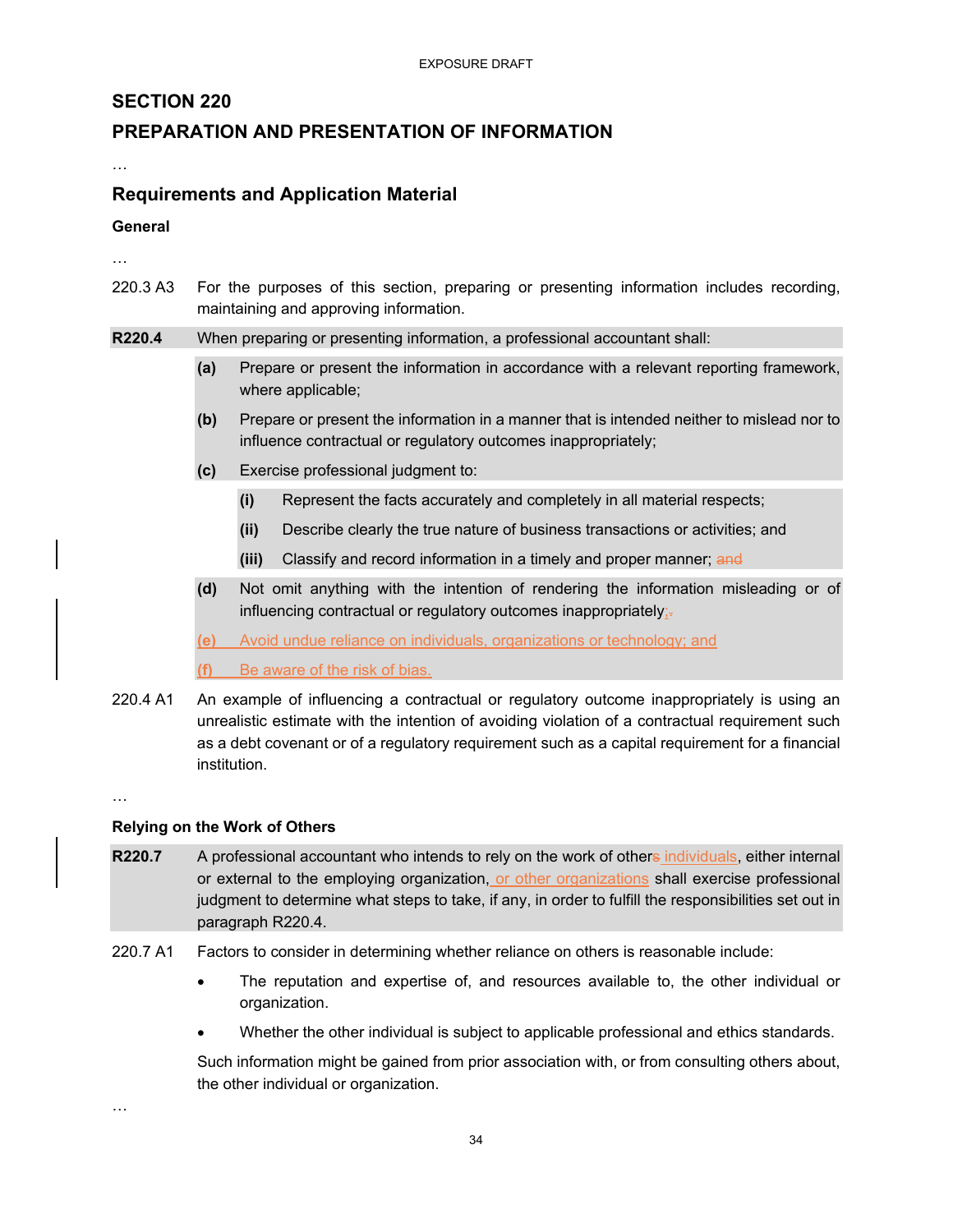# SECTION 220

# PREPARATION AND PRESENTATION OF INFORMATION

…

## Requirements and Application Material

### General

…

220.3 A3 For the purposes of this section, preparing or presenting information includes recording, maintaining and approving information.

**R220.4** When preparing or presenting information, a professional accountant shall:

**(a)** Prepare or present the information in accordance with a relevant reporting framework, where applicable;

**(b)** Prepare or present the information in a manner that is intended neither to mislead nor to influence contractual or regulatory outcomes inappropriately;

**(c)** Exercise professional judgment to:

  **(i)** Represent the facts accurately and completely in all material respects;

  **(ii)** Describe clearly the true nature of business transactions or activities; and

  **(iii)** Classify and record information in a timely and proper manner; ~~and~~

**(d)** Not omit anything with the intention of rendering the information misleading or of influencing contractual or regulatory outcomes inappropriately;~~.~~

**(e)** Avoid undue reliance on individuals, organizations or technology; and

**(f)** Be aware of the risk of bias.

220.4 A1 An example of influencing a contractual or regulatory outcome inappropriately is using an unrealistic estimate with the intention of avoiding violation of a contractual requirement such as a debt covenant or of a regulatory requirement such as a capital requirement for a financial institution.

…

### Relying on the Work of Others

**R220.7** A professional accountant who intends to rely on the work of other~~s~~ individuals, either internal or external to the employing organization, or other organizations shall exercise professional judgment to determine what steps to take, if any, in order to fulfill the responsibilities set out in paragraph R220.4.

220.7 A1 Factors to consider in determining whether reliance on others is reasonable include:

- The reputation and expertise of, and resources available to, the other individual or organization.
- Whether the other individual is subject to applicable professional and ethics standards.

Such information might be gained from prior association with, or from consulting others about, the other individual or organization.

…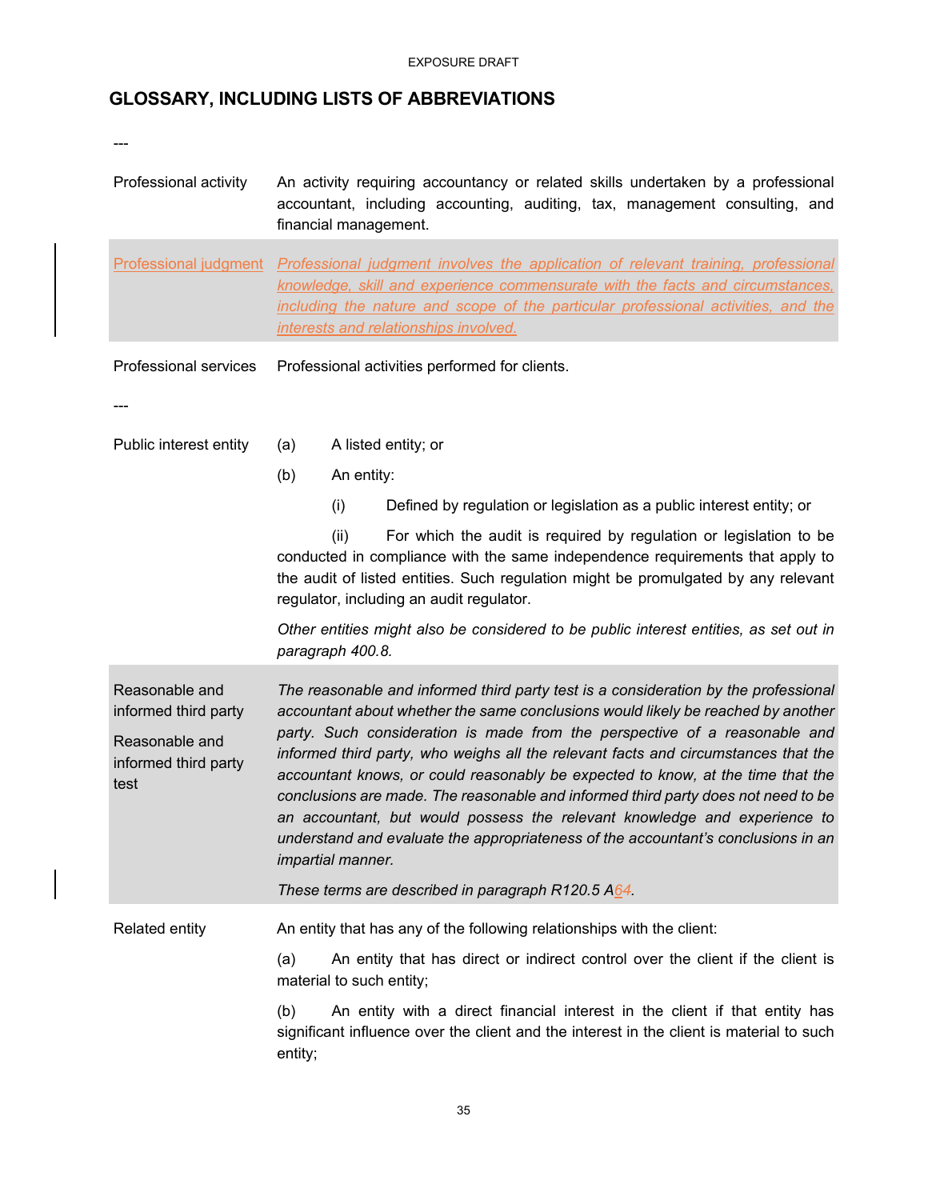## GLOSSARY, INCLUDING LISTS OF ABBREVIATIONS

---

| | |
|---|---|
| Professional activity | An activity requiring accountancy or related skills undertaken by a professional accountant, including accounting, auditing, tax, management consulting, and financial management. |
| Professional judgment | *Professional judgment involves the application of relevant training, professional knowledge, skill and experience commensurate with the facts and circumstances, including the nature and scope of the particular professional activities, and the interests and relationships involved.* |
| Professional services | Professional activities performed for clients. |

---

| | |
|---|---|
| Public interest entity | (a) A listed entity; or<br>(b) An entity:<br>(i) Defined by regulation or legislation as a public interest entity; or<br>(ii) For which the audit is required by regulation or legislation to be conducted in compliance with the same independence requirements that apply to the audit of listed entities. Such regulation might be promulgated by any relevant regulator, including an audit regulator.<br>*Other entities might also be considered to be public interest entities, as set out in paragraph 400.8.* |
| Reasonable and informed third party<br><br>Reasonable and informed third party test | *The reasonable and informed third party test is a consideration by the professional accountant about whether the same conclusions would likely be reached by another party. Such consideration is made from the perspective of a reasonable and informed third party, who weighs all the relevant facts and circumstances that the accountant knows, or could reasonably be expected to know, at the time that the conclusions are made. The reasonable and informed third party does not need to be an accountant, but would possess the relevant knowledge and experience to understand and evaluate the appropriateness of the accountant's conclusions in an impartial manner.*<br>*These terms are described in paragraph R120.5 A64.* |
| Related entity | An entity that has any of the following relationships with the client:<br>(a) An entity that has direct or indirect control over the client if the client is material to such entity;<br>(b) An entity with a direct financial interest in the client if that entity has significant influence over the client and the interest in the client is material to such entity; |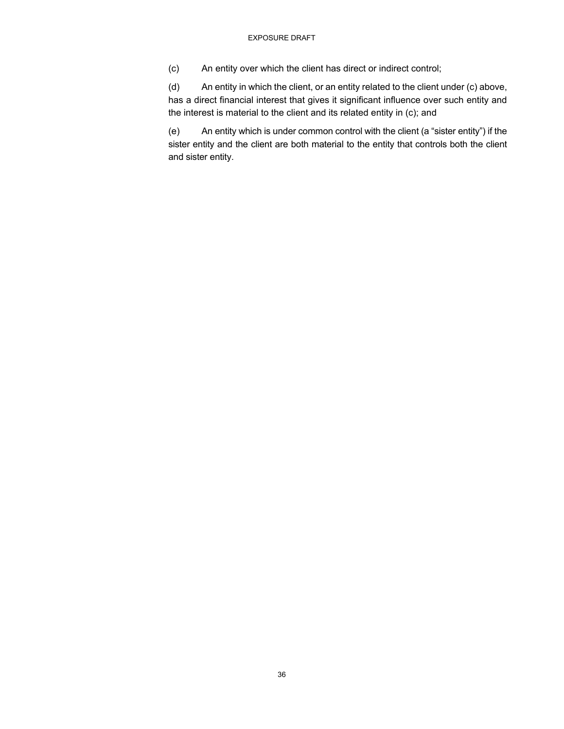(c) An entity over which the client has direct or indirect control;

(d) An entity in which the client, or an entity related to the client under (c) above, has a direct financial interest that gives it significant influence over such entity and the interest is material to the client and its related entity in (c); and

(e) An entity which is under common control with the client (a "sister entity") if the sister entity and the client are both material to the entity that controls both the client and sister entity.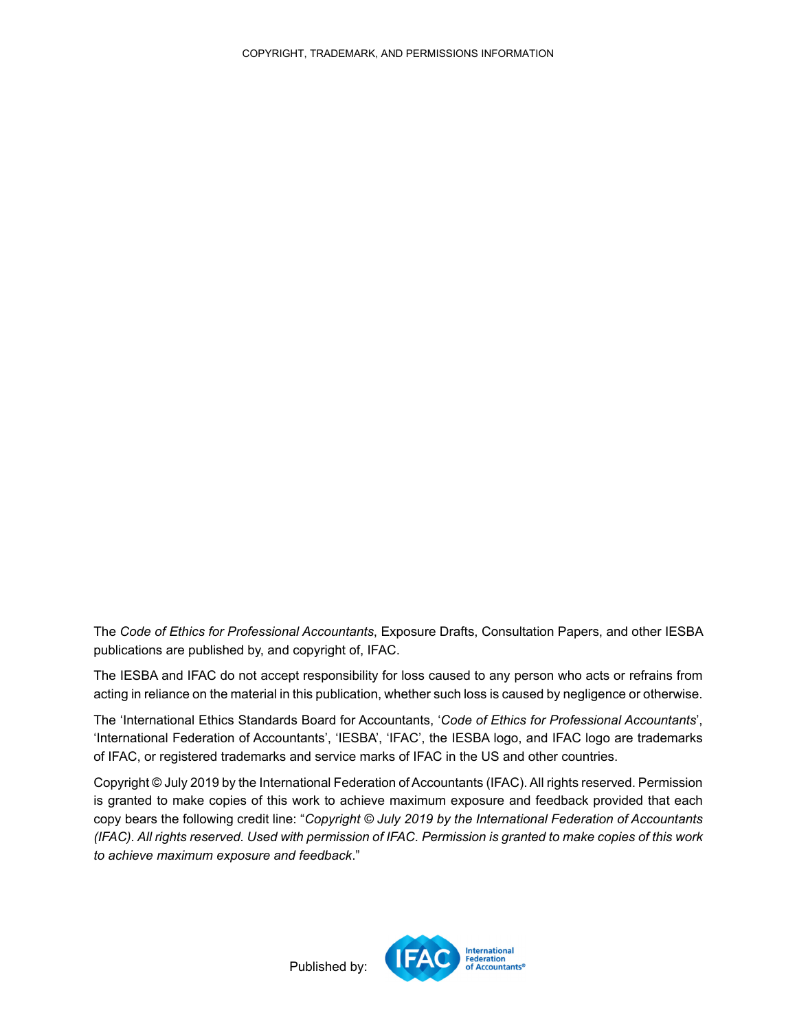COPYRIGHT, TRADEMARK, AND PERMISSIONS INFORMATION

The *Code of Ethics for Professional Accountants*, Exposure Drafts, Consultation Papers, and other IESBA publications are published by, and copyright of, IFAC.

The IESBA and IFAC do not accept responsibility for loss caused to any person who acts or refrains from acting in reliance on the material in this publication, whether such loss is caused by negligence or otherwise.

The 'International Ethics Standards Board for Accountants, '*Code of Ethics for Professional Accountants*', 'International Federation of Accountants', 'IESBA', 'IFAC', the IESBA logo, and IFAC logo are trademarks of IFAC, or registered trademarks and service marks of IFAC in the US and other countries.

Copyright © July 2019 by the International Federation of Accountants (IFAC). All rights reserved. Permission is granted to make copies of this work to achieve maximum exposure and feedback provided that each copy bears the following credit line: "*Copyright © July 2019 by the International Federation of Accountants (IFAC). All rights reserved. Used with permission of IFAC. Permission is granted to make copies of this work to achieve maximum exposure and feedback*."

Published by: IFAC International Federation of Accountants®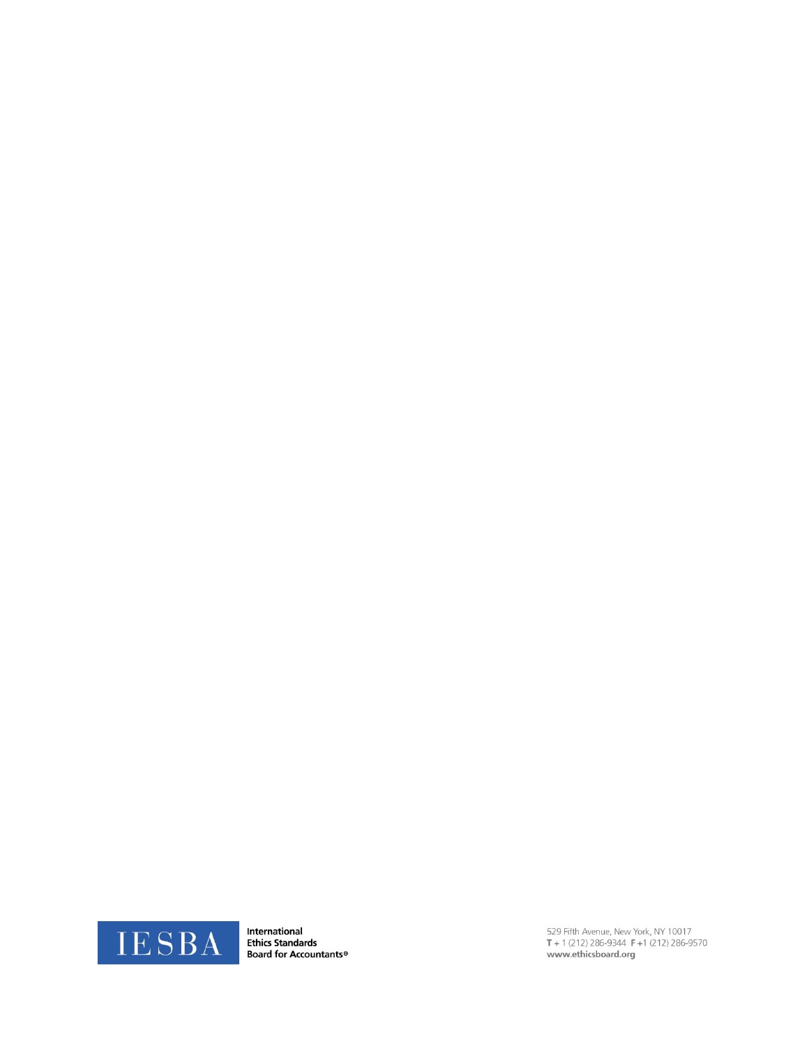IESBA

International
Ethics Standards
Board for Accountants®

529 Fifth Avenue, New York, NY 10017
T + 1 (212) 286-9344 F +1 (212) 286-9570
www.ethicsboard.org